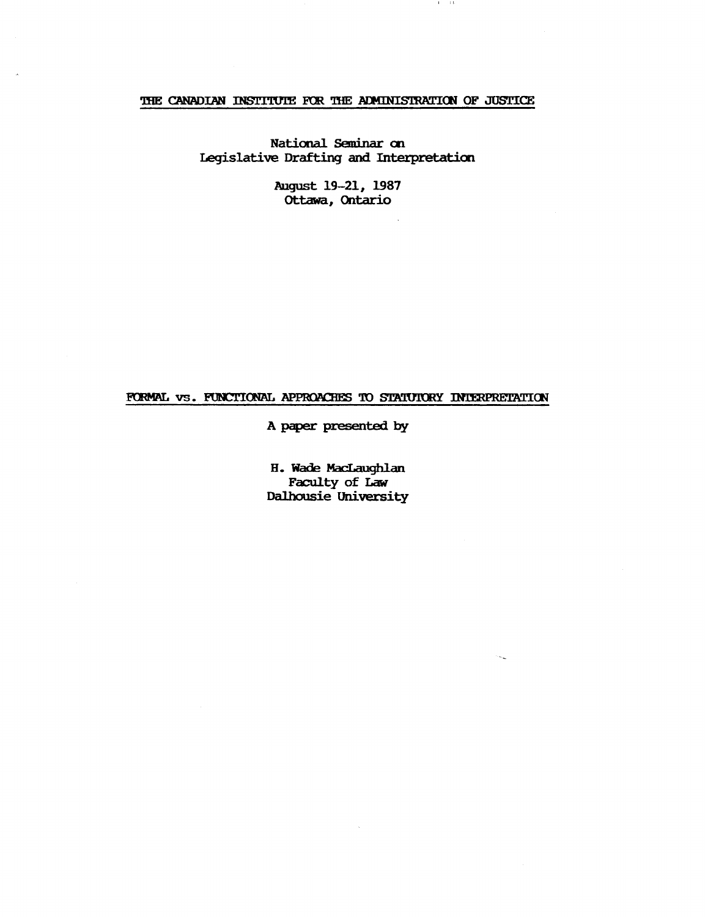THE CANADIAN INSTITUTE FOR THE ADMINISTRATION OF JUSTICE

National Seminar on
Legislative Drafting and Interpretation

August 19-21, 1987
Ottawa, Ontario

# FORMAL vs. FUNCTIONAL APPROACHES TO STATUTORY INTERPRETATION

A paper presented by

H. Wade MacLaughlan
Faculty of Law
Dalhousie University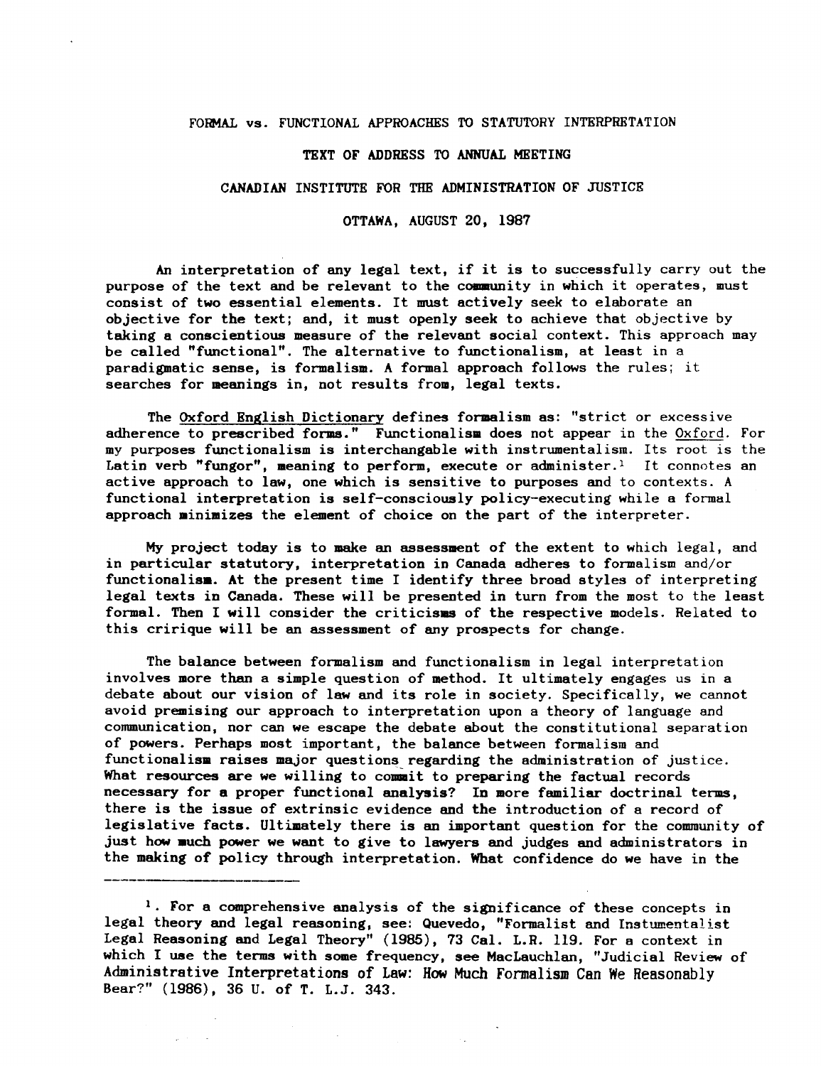FORMAL vs. FUNCTIONAL APPROACHES TO STATUTORY INTERPRETATION

TEXT OF ADDRESS TO ANNUAL MEETING

CANADIAN INSTITUTE FOR THE ADMINISTRATION OF JUSTICE

OTTAWA, AUGUST 20, 1987

An interpretation of any legal text, if it is to successfully carry out the purpose of the text and be relevant to the community in which it operates, must consist of two essential elements. It must actively seek to elaborate an objective for the text; and, it must openly seek to achieve that objective by taking a conscientious measure of the relevant social context. This approach may be called "functional". The alternative to functionalism, at least in a paradigmatic sense, is formalism. A formal approach follows the rules; it searches for meanings in, not results from, legal texts.

The Oxford English Dictionary defines formalism as: "strict or excessive adherence to prescribed forms." Functionalism does not appear in the Oxford. For my purposes functionalism is interchangable with instrumentalism. Its root is the Latin verb "fungor", meaning to perform, execute or administer.[1] It connotes an active approach to law, one which is sensitive to purposes and to contexts. A functional interpretation is self-consciously policy-executing while a formal approach minimizes the element of choice on the part of the interpreter.

My project today is to make an assessment of the extent to which legal, and in particular statutory, interpretation in Canada adheres to formalism and/or functionalism. At the present time I identify three broad styles of interpreting legal texts in Canada. These will be presented in turn from the most to the least formal. Then I will consider the criticisms of the respective models. Related to this cririque will be an assessment of any prospects for change.

The balance between formalism and functionalism in legal interpretation involves more than a simple question of method. It ultimately engages us in a debate about our vision of law and its role in society. Specifically, we cannot avoid premising our approach to interpretation upon a theory of language and communication, nor can we escape the debate about the constitutional separation of powers. Perhaps most important, the balance between formalism and functionalism raises major questions regarding the administration of justice. What resources are we willing to commit to preparing the factual records necessary for a proper functional analysis? In more familiar doctrinal terms, there is the issue of extrinsic evidence and the introduction of a record of legislative facts. Ultimately there is an important question for the community of just how much power we want to give to lawyers and judges and administrators in the making of policy through interpretation. What confidence do we have in the

---

[1]. For a comprehensive analysis of the significance of these concepts in legal theory and legal reasoning, see: Quevedo, "Formalist and Instumentalist Legal Reasoning and Legal Theory" (1985), 73 Cal. L.R. 119. For a context in which I use the terms with some frequency, see MacLauchlan, "Judicial Review of Administrative Interpretations of Law: How Much Formalism Can We Reasonably Bear?" (1986), 36 U. of T. L.J. 343.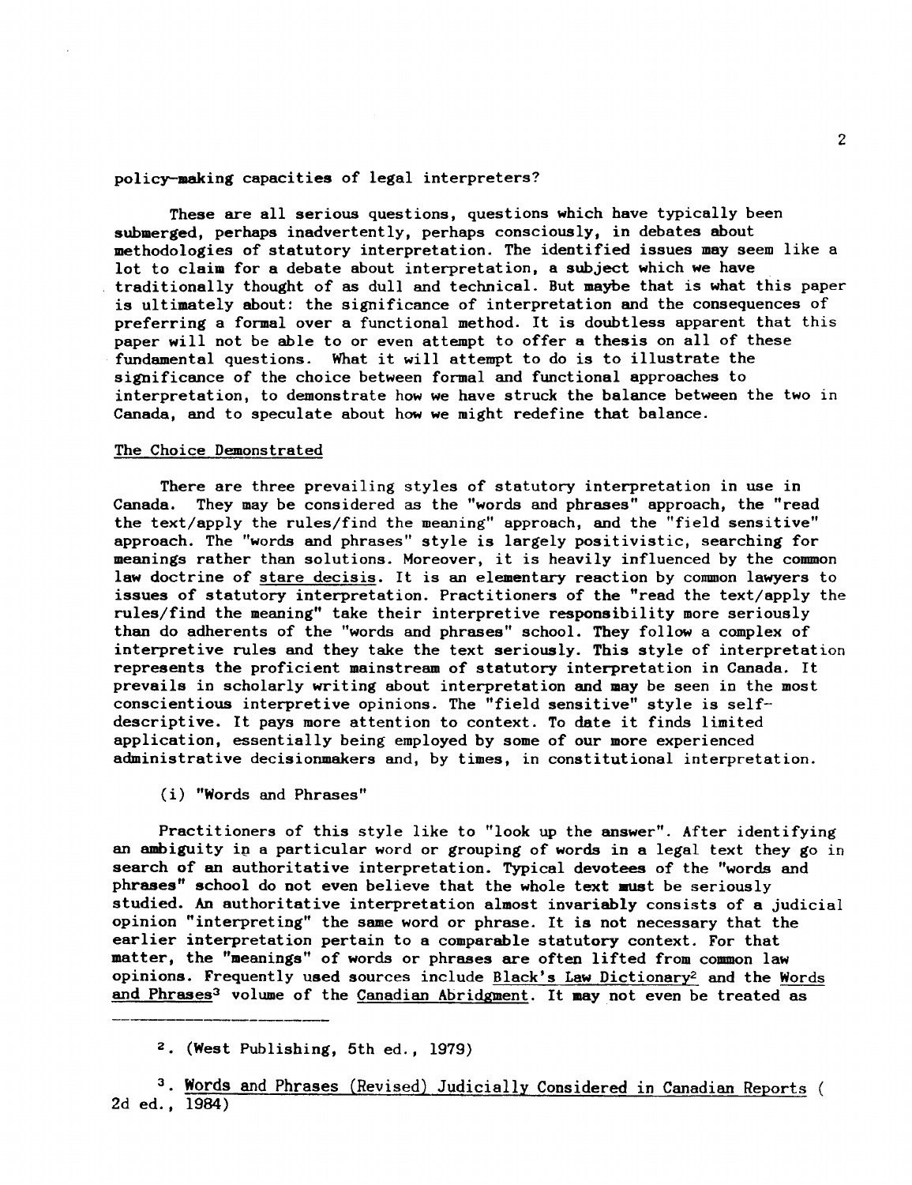policy-making capacities of legal interpreters?

These are all serious questions, questions which have typically been submerged, perhaps inadvertently, perhaps consciously, in debates about methodologies of statutory interpretation. The identified issues may seem like a lot to claim for a debate about interpretation, a subject which we have traditionally thought of as dull and technical. But maybe that is what this paper is ultimately about: the significance of interpretation and the consequences of preferring a formal over a functional method. It is doubtless apparent that this paper will not be able to or even attempt to offer a thesis on all of these fundamental questions. What it will attempt to do is to illustrate the significance of the choice between formal and functional approaches to interpretation, to demonstrate how we have struck the balance between the two in Canada, and to speculate about how we might redefine that balance.

## The Choice Demonstrated

There are three prevailing styles of statutory interpretation in use in Canada. They may be considered as the "words and phrases" approach, the "read the text/apply the rules/find the meaning" approach, and the "field sensitive" approach. The "words and phrases" style is largely positivistic, searching for meanings rather than solutions. Moreover, it is heavily influenced by the common law doctrine of _stare decisis_. It is an elementary reaction by common lawyers to issues of statutory interpretation. Practitioners of the "read the text/apply the rules/find the meaning" take their interpretive responsibility more seriously than do adherents of the "words and phrases" school. They follow a complex of interpretive rules and they take the text seriously. This style of interpretation represents the proficient mainstream of statutory interpretation in Canada. It prevails in scholarly writing about interpretation and may be seen in the most conscientious interpretive opinions. The "field sensitive" style is self-descriptive. It pays more attention to context. To date it finds limited application, essentially being employed by some of our more experienced administrative decisionmakers and, by times, in constitutional interpretation.

### (i) "Words and Phrases"

Practitioners of this style like to "look up the answer". After identifying an ambiguity in a particular word or grouping of words in a legal text they go in search of an authoritative interpretation. Typical devotees of the "words and phrases" school do not even believe that the whole text must be seriously studied. An authoritative interpretation almost invariably consists of a judicial opinion "interpreting" the same word or phrase. It is not necessary that the earlier interpretation pertain to a comparable statutory context. For that matter, the "meanings" of words or phrases are often lifted from common law opinions. Frequently used sources include _Black's Law Dictionary_[2] and the _Words and Phrases_[3] volume of the _Canadian Abridgment_. It may not even be treated as

---

[2]. (West Publishing, 5th ed., 1979)

[3]. _Words and Phrases (Revised) Judicially Considered in Canadian Reports_ ( 2d ed., 1984)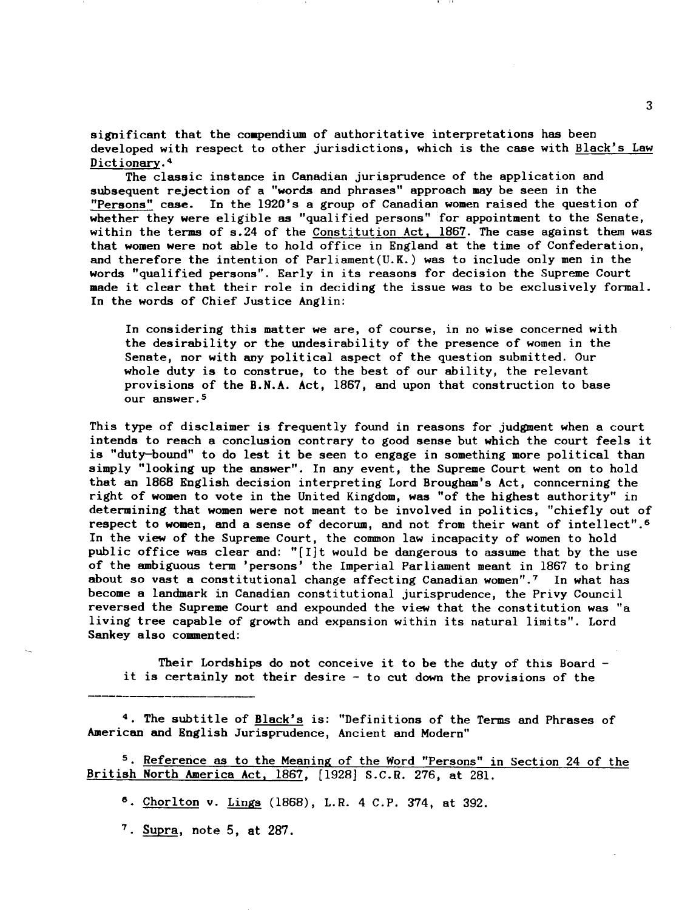significant that the compendium of authoritative interpretations has been developed with respect to other jurisdictions, which is the case with Black's Law Dictionary.[4]

The classic instance in Canadian jurisprudence of the application and subsequent rejection of a "words and phrases" approach may be seen in the "Persons" case. In the 1920's a group of Canadian women raised the question of whether they were eligible as "qualified persons" for appointment to the Senate, within the terms of s.24 of the Constitution Act, 1867. The case against them was that women were not able to hold office in England at the time of Confederation, and therefore the intention of Parliament(U.K.) was to include only men in the words "qualified persons". Early in its reasons for decision the Supreme Court made it clear that their role in deciding the issue was to be exclusively formal. In the words of Chief Justice Anglin:

> In considering this matter we are, of course, in no wise concerned with the desirability or the undesirability of the presence of women in the Senate, nor with any political aspect of the question submitted. Our whole duty is to construe, to the best of our ability, the relevant provisions of the B.N.A. Act, 1867, and upon that construction to base our answer.[5]

This type of disclaimer is frequently found in reasons for judgment when a court intends to reach a conclusion contrary to good sense but which the court feels it is "duty-bound" to do lest it be seen to engage in something more political than simply "looking up the answer". In any event, the Supreme Court went on to hold that an 1868 English decision interpreting Lord Brougham's Act, conncerning the right of women to vote in the United Kingdom, was "of the highest authority" in determining that women were not meant to be involved in politics, "chiefly out of respect to women, and a sense of decorum, and not from their want of intellect".[6] In the view of the Supreme Court, the common law incapacity of women to hold public office was clear and: "[I]t would be dangerous to assume that by the use of the ambiguous term 'persons' the Imperial Parliament meant in 1867 to bring about so vast a constitutional change affecting Canadian women".[7] In what has become a landmark in Canadian constitutional jurisprudence, the Privy Council reversed the Supreme Court and expounded the view that the constitution was "a living tree capable of growth and expansion within its natural limits". Lord Sankey also commented:

> Their Lordships do not conceive it to be the duty of this Board - it is certainly not their desire - to cut down the provisions of the

---

[4]. The subtitle of Black's is: "Definitions of the Terms and Phrases of American and English Jurisprudence, Ancient and Modern"

[5]. Reference as to the Meaning of the Word "Persons" in Section 24 of the British North America Act, 1867, [1928] S.C.R. 276, at 281.

[6]. Chorlton v. Lings (1868), L.R. 4 C.P. 374, at 392.

[7]. Supra, note 5, at 287.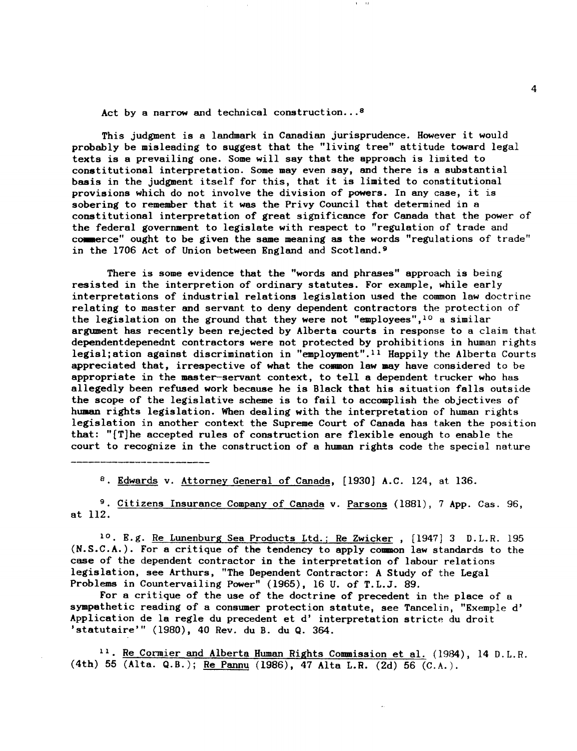Act by a narrow and technical construction...[8]

This judgment is a landmark in Canadian jurisprudence. However it would probably be misleading to suggest that the "living tree" attitude toward legal texts is a prevailing one. Some will say that the approach is limited to constitutional interpretation. Some may even say, and there is a substantial basis in the judgment itself for this, that it is limited to constitutional provisions which do not involve the division of powers. In any case, it is sobering to remember that it was the Privy Council that determined in a constitutional interpretation of great significance for Canada that the power of the federal government to legislate with respect to "regulation of trade and commerce" ought to be given the same meaning as the words "regulations of trade" in the 1706 Act of Union between England and Scotland.[9]

There is some evidence that the "words and phrases" approach is being resisted in the interpretion of ordinary statutes. For example, while early interpretations of industrial relations legislation used the common law doctrine relating to master and servant to deny dependent contractors the protection of the legislation on the ground that they were not "employees",[10] a similar argument has recently been rejected by Alberta courts in response to a claim that dependentdepenednt contractors were not protected by prohibitions in human rights legisl;ation against discrimination in "employment".[11] Happily the Alberta Courts appreciated that, irrespective of what the common law may have considered to be appropriate in the master-servant context, to tell a dependent trucker who has allegedly been refused work because he is Black that his situation falls outside the scope of the legislative scheme is to fail to accomplish the objectives of human rights legislation. When dealing with the interpretation of human rights legislation in another context the Supreme Court of Canada has taken the position that: "[T]he accepted rules of construction are flexible enough to enable the court to recognize in the construction of a human rights code the special nature

---

[8]. Edwards v. Attorney General of Canada, [1930] A.C. 124, at 136.

[9]. Citizens Insurance Company of Canada v. Parsons (1881), 7 App. Cas. 96, at 112.

[10]. E.g. Re Lunenburg Sea Products Ltd.; Re Zwicker , [1947] 3 D.L.R. 195 (N.S.C.A.). For a critique of the tendency to apply common law standards to the case of the dependent contractor in the interpretation of labour relations legislation, see Arthurs, "The Dependent Contractor: A Study of the Legal Problems in Countervailing Power" (1965), 16 U. of T.L.J. 89.

For a critique of the use of the doctrine of precedent in the place of a sympathetic reading of a consumer protection statute, see Tancelin, "Exemple d' Application de la regle du precedent et d' interpretation stricte du droit 'statutaire'" (1980), 40 Rev. du B. du Q. 364.

[11]. Re Cormier and Alberta Human Rights Commission et al. (1984), 14 D.L.R. (4th) 55 (Alta. Q.B.); Re Pannu (1986), 47 Alta L.R. (2d) 56 (C.A.).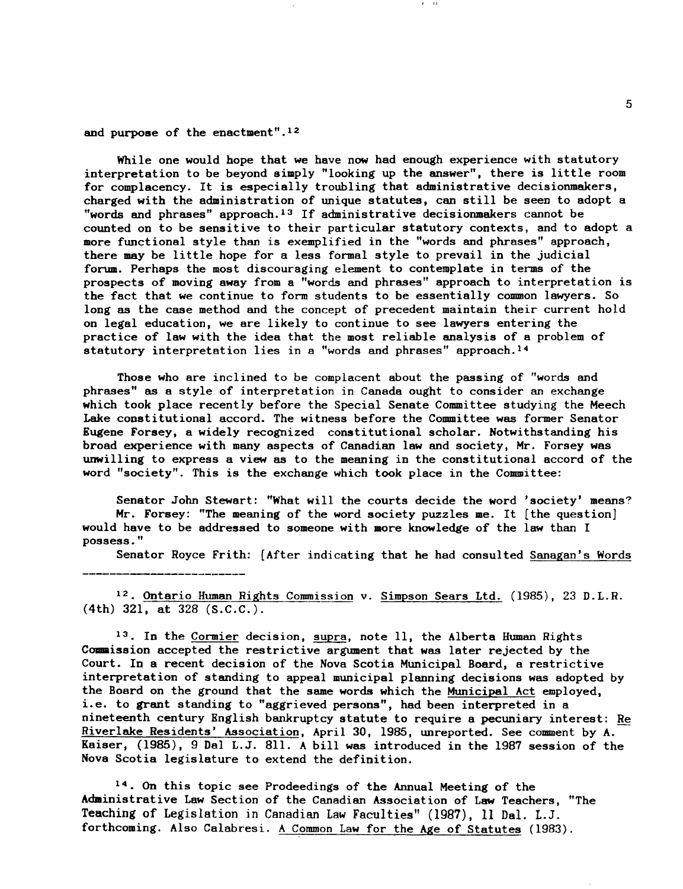and purpose of the enactment".[12]

While one would hope that we have now had enough experience with statutory interpretation to be beyond simply "looking up the answer", there is little room for complacency. It is especially troubling that administrative decisionmakers, charged with the administration of unique statutes, can still be seen to adopt a "words and phrases" approach.[13] If administrative decisionmakers cannot be counted on to be sensitive to their particular statutory contexts, and to adopt a more functional style than is exemplified in the "words and phrases" approach, there may be little hope for a less formal style to prevail in the judicial forum. Perhaps the most discouraging element to contemplate in terms of the prospects of moving away from a "words and phrases" approach to interpretation is the fact that we continue to form students to be essentially common lawyers. So long as the case method and the concept of precedent maintain their current hold on legal education, we are likely to continue to see lawyers entering the practice of law with the idea that the most reliable analysis of a problem of statutory interpretation lies in a "words and phrases" approach.[14]

Those who are inclined to be complacent about the passing of "words and phrases" as a style of interpretation in Canada ought to consider an exchange which took place recently before the Special Senate Committee studying the Meech Lake constitutional accord. The witness before the Committee was former Senator Eugene Forsey, a widely recognized constitutional scholar. Notwithstanding his broad experience with many aspects of Canadian law and society, Mr. Forsey was unwilling to express a view as to the meaning in the constitutional accord of the word "society". This is the exchange which took place in the Committee:

Senator John Stewart: "What will the courts decide the word 'society' means?
Mr. Forsey: "The meaning of the word society puzzles me. It [the question] would have to be addressed to someone with more knowledge of the law than I possess."

Senator Royce Frith: [After indicating that he had consulted Sanagan's Words

---

12. Ontario Human Rights Commission v. Simpson Sears Ltd. (1985), 23 D.L.R. (4th) 321, at 328 (S.C.C.).

13. In the Cormier decision, supra, note 11, the Alberta Human Rights Commission accepted the restrictive argument that was later rejected by the Court. In a recent decision of the Nova Scotia Municipal Board, a restrictive interpretation of standing to appeal municipal planning decisions was adopted by the Board on the ground that the same words which the Municipal Act employed, i.e. to grant standing to "aggrieved persons", had been interpreted in a nineteenth century English bankruptcy statute to require a pecuniary interest: Re Riverlake Residents' Association, April 30, 1985, unreported. See comment by A. Kaiser, (1985), 9 Dal L.J. 811. A bill was introduced in the 1987 session of the Nova Scotia legislature to extend the definition.

14. On this topic see Prodeedings of the Annual Meeting of the Administrative Law Section of the Canadian Association of Law Teachers, "The Teaching of Legislation in Canadian Law Faculties" (1987), 11 Dal. L.J. forthcoming. Also Calabresi. A Common Law for the Age of Statutes (1983).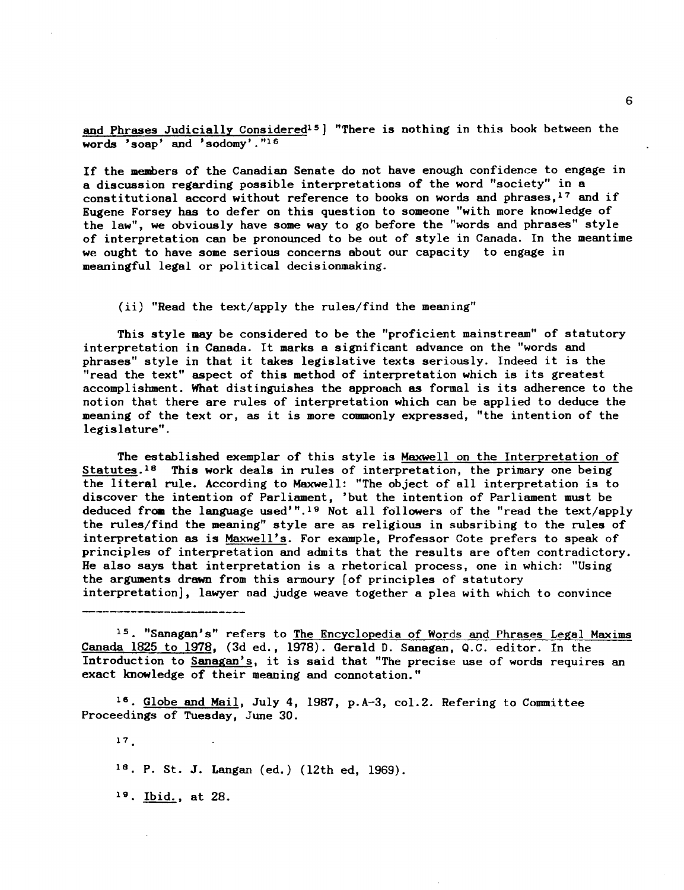and Phrases Judicially Considered[15]] "There is nothing in this book between the words 'soap' and 'sodomy'."[16]

If the members of the Canadian Senate do not have enough confidence to engage in a discussion regarding possible interpretations of the word "society" in a constitutional accord without reference to books on words and phrases,[17] and if Eugene Forsey has to defer on this question to someone "with more knowledge of the law", we obviously have some way to go before the "words and phrases" style of interpretation can be pronounced to be out of style in Canada. In the meantime we ought to have some serious concerns about our capacity to engage in meaningful legal or political decisionmaking.

(ii) "Read the text/apply the rules/find the meaning"

This style may be considered to be the "proficient mainstream" of statutory interpretation in Canada. It marks a significant advance on the "words and phrases" style in that it takes legislative texts seriously. Indeed it is the "read the text" aspect of this method of interpretation which is its greatest accomplishment. What distinguishes the approach as formal is its adherence to the notion that there are rules of interpretation which can be applied to deduce the meaning of the text or, as it is more commonly expressed, "the intention of the legislature".

The established exemplar of this style is Maxwell on the Interpretation of Statutes.[18] This work deals in rules of interpretation, the primary one being the literal rule. According to Maxwell: "The object of all interpretation is to discover the intention of Parliament, 'but the intention of Parliament must be deduced from the language used'".[19] Not all followers of the "read the text/apply the rules/find the meaning" style are as religious in subsribing to the rules of interpretation as is Maxwell's. For example, Professor Cote prefers to speak of principles of interpretation and admits that the results are often contradictory. He also says that interpretation is a rhetorical process, one in which: "Using the arguments drawn from this armoury [of principles of statutory interpretation], lawyer nad judge weave together a plea with which to convince

---

[15]. "Sanagan's" refers to The Encyclopedia of Words and Phrases Legal Maxims Canada 1825 to 1978, (3d ed., 1978). Gerald D. Sanagan, Q.C. editor. In the Introduction to Sanagan's, it is said that "The precise use of words requires an exact knowledge of their meaning and connotation."

[16]. Globe and Mail, July 4, 1987, p.A-3, col.2. Refering to Committee Proceedings of Tuesday, June 30.

[17].

[18]. P. St. J. Langan (ed.) (12th ed, 1969).

[19]. Ibid., at 28.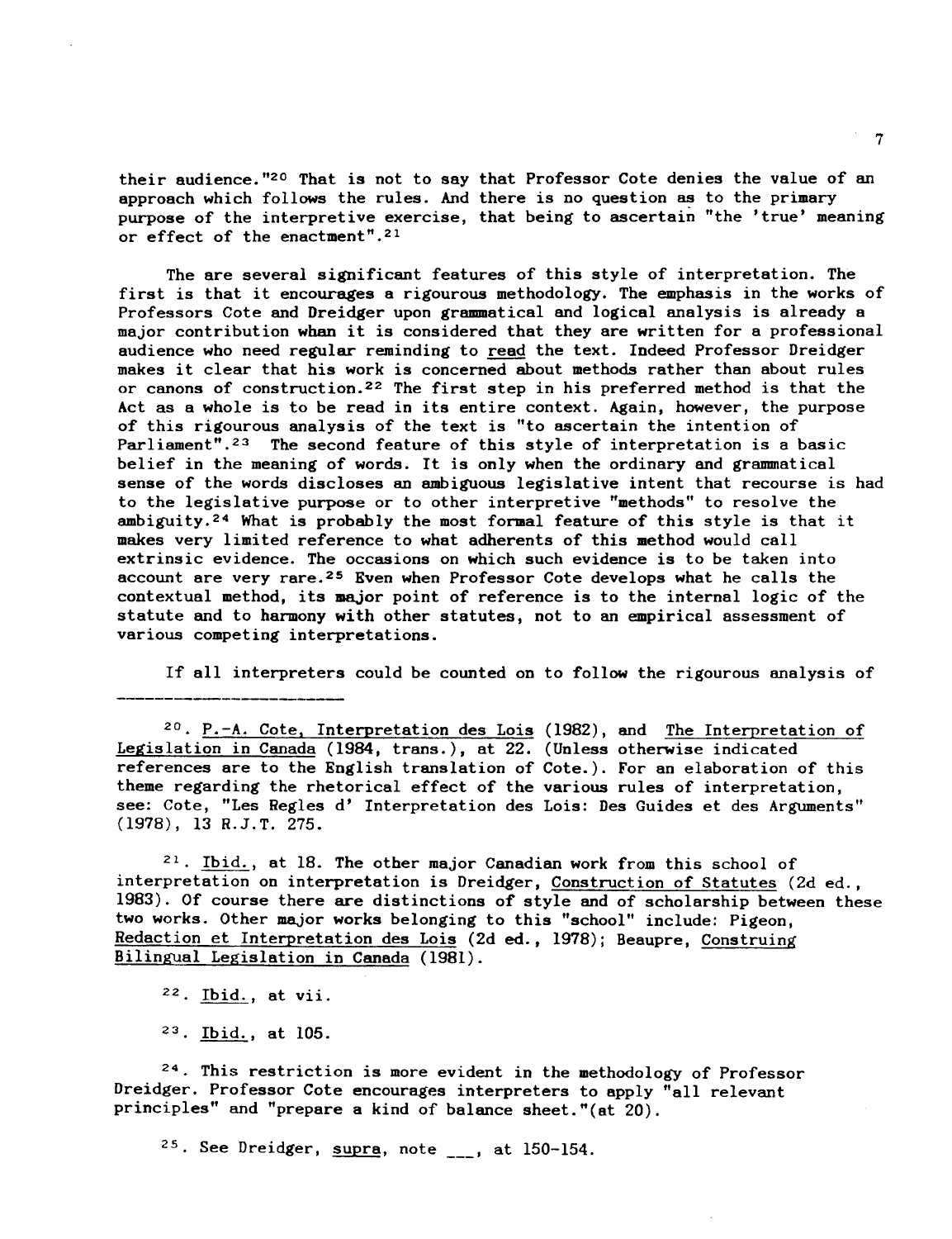their audience."[20] That is not to say that Professor Cote denies the value of an approach which follows the rules. And there is no question as to the primary purpose of the interpretive exercise, that being to ascertain "the 'true' meaning or effect of the enactment".[21]

The are several significant features of this style of interpretation. The first is that it encourages a rigourous methodology. The emphasis in the works of Professors Cote and Dreidger upon grammatical and logical analysis is already a major contribution whan it is considered that they are written for a professional audience who need regular reminding to read the text. Indeed Professor Dreidger makes it clear that his work is concerned about methods rather than about rules or canons of construction.[22] The first step in his preferred method is that the Act as a whole is to be read in its entire context. Again, however, the purpose of this rigourous analysis of the text is "to ascertain the intention of Parliament".[23] The second feature of this style of interpretation is a basic belief in the meaning of words. It is only when the ordinary and grammatical sense of the words discloses an ambiguous legislative intent that recourse is had to the legislative purpose or to other interpretive "methods" to resolve the ambiguity.[24] What is probably the most formal feature of this style is that it makes very limited reference to what adherents of this method would call extrinsic evidence. The occasions on which such evidence is to be taken into account are very rare.[25] Even when Professor Cote develops what he calls the contextual method, its major point of reference is to the internal logic of the statute and to harmony with other statutes, not to an empirical assessment of various competing interpretations.

If all interpreters could be counted on to follow the rigourous analysis of

---

[20]. P.-A. Cote, Interpretation des Lois (1982), and The Interpretation of Legislation in Canada (1984, trans.), at 22. (Unless otherwise indicated references are to the English translation of Cote.). For an elaboration of this theme regarding the rhetorical effect of the various rules of interpretation, see: Cote, "Les Regles d' Interpretation des Lois: Des Guides et des Arguments" (1978), 13 R.J.T. 275.

[21]. Ibid., at 18. The other major Canadian work from this school of interpretation on interpretation is Dreidger, Construction of Statutes (2d ed., 1983). Of course there are distinctions of style and of scholarship between these two works. Other major works belonging to this "school" include: Pigeon, Redaction et Interpretation des Lois (2d ed., 1978); Beaupre, Construing Bilingual Legislation in Canada (1981).

[22]. Ibid., at vii.

[23]. Ibid., at 105.

[24]. This restriction is more evident in the methodology of Professor Dreidger. Professor Cote encourages interpreters to apply "all relevant principles" and "prepare a kind of balance sheet."(at 20).

[25]. See Dreidger, supra, note ___, at 150-154.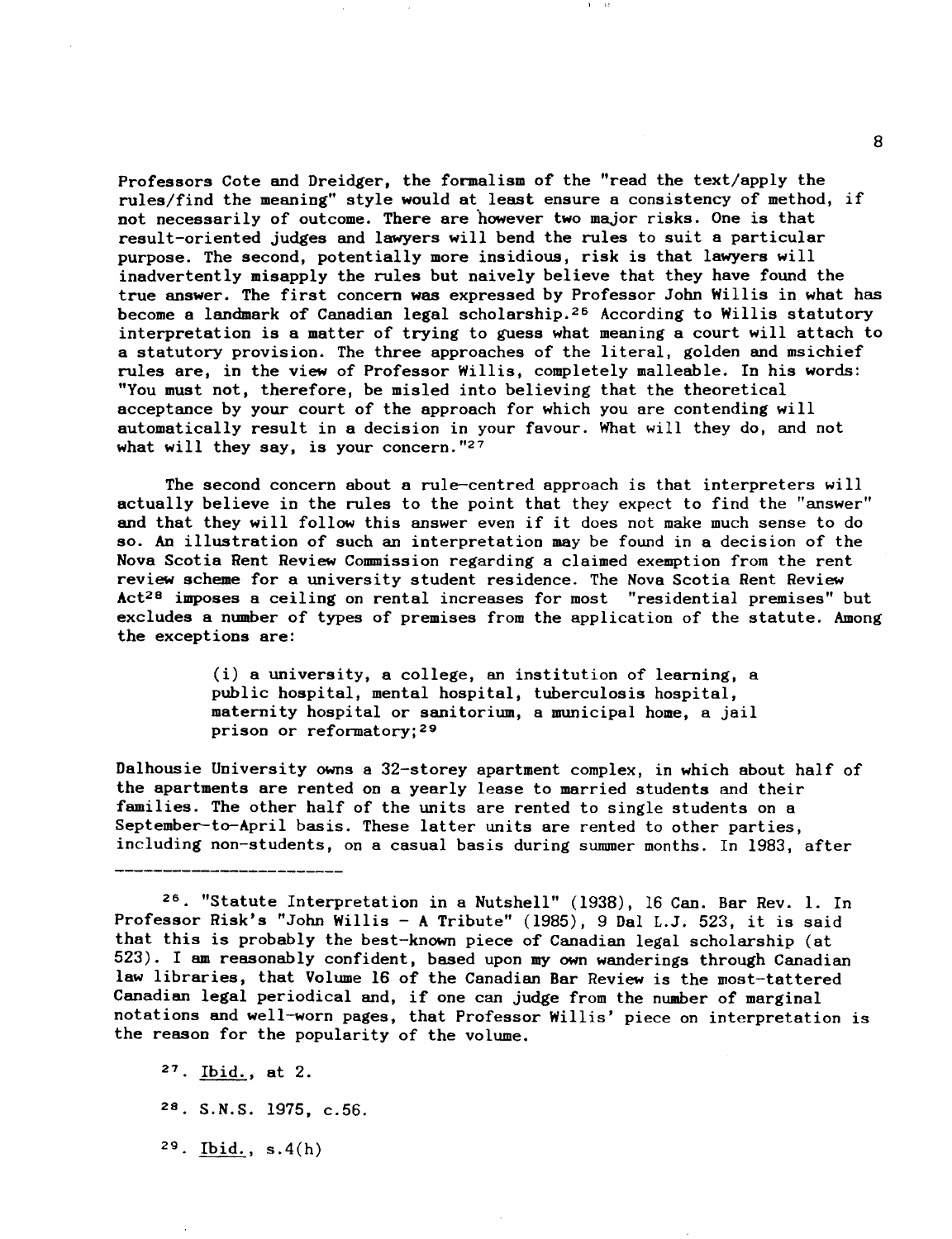Professors Cote and Dreidger, the formalism of the "read the text/apply the rules/find the meaning" style would at least ensure a consistency of method, if not necessarily of outcome. There are however two major risks. One is that result-oriented judges and lawyers will bend the rules to suit a particular purpose. The second, potentially more insidious, risk is that lawyers will inadvertently misapply the rules but naively believe that they have found the true answer. The first concern was expressed by Professor John Willis in what has become a landmark of Canadian legal scholarship.[26] According to Willis statutory interpretation is a matter of trying to guess what meaning a court will attach to a statutory provision. The three approaches of the literal, golden and msichief rules are, in the view of Professor Willis, completely malleable. In his words: "You must not, therefore, be misled into believing that the theoretical acceptance by your court of the approach for which you are contending will automatically result in a decision in your favour. What will they do, and not what will they say, is your concern."[27]

The second concern about a rule-centred approach is that interpreters will actually believe in the rules to the point that they expect to find the "answer" and that they will follow this answer even if it does not make much sense to do so. An illustration of such an interpretation may be found in a decision of the Nova Scotia Rent Review Commission regarding a claimed exemption from the rent review scheme for a university student residence. The Nova Scotia Rent Review Act[28] imposes a ceiling on rental increases for most "residential premises" but excludes a number of types of premises from the application of the statute. Among the exceptions are:

> (i) a university, a college, an institution of learning, a public hospital, mental hospital, tuberculosis hospital, maternity hospital or sanitorium, a municipal home, a jail prison or reformatory;[29]

Dalhousie University owns a 32-storey apartment complex, in which about half of the apartments are rented on a yearly lease to married students and their families. The other half of the units are rented to single students on a September-to-April basis. These latter units are rented to other parties, including non-students, on a casual basis during summer months. In 1983, after

---

[26]. "Statute Interpretation in a Nutshell" (1938), 16 Can. Bar Rev. 1. In Professor Risk's "John Willis - A Tribute" (1985), 9 Dal L.J. 523, it is said that this is probably the best-known piece of Canadian legal scholarship (at 523). I am reasonably confident, based upon my own wanderings through Canadian law libraries, that Volume 16 of the Canadian Bar Review is the most-tattered Canadian legal periodical and, if one can judge from the number of marginal notations and well-worn pages, that Professor Willis' piece on interpretation is the reason for the popularity of the volume.

[27]. Ibid., at 2.

[28]. S.N.S. 1975, c.56.

[29]. Ibid., s.4(h)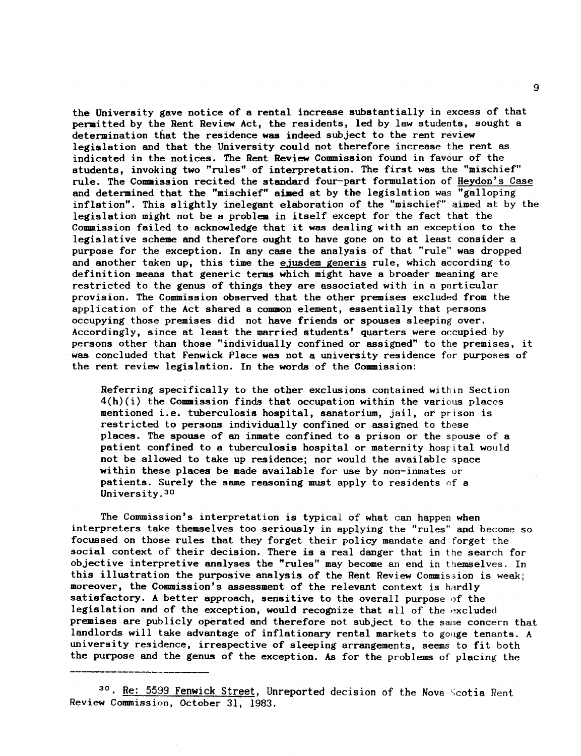the University gave notice of a rental increase substantially in excess of that permitted by the Rent Review Act, the residents, led by law students, sought a determination that the residence was indeed subject to the rent review legislation and that the University could not therefore increase the rent as indicated in the notices. The Rent Review Commission found in favour of the students, invoking two "rules" of interpretation. The first was the "mischief" rule. The Commission recited the standard four-part formulation of Heydon's Case and determined that the "mischief" aimed at by the legislation was "galloping inflation". This slightly inelegant elaboration of the "mischief" aimed at by the legislation might not be a problem in itself except for the fact that the Commission failed to acknowledge that it was dealing with an exception to the legislative scheme and therefore ought to have gone on to at least consider a purpose for the exception. In any case the analysis of that "rule" was dropped and another taken up, this time the ejusdem generis rule, which according to definition means that generic terms which might have a broader meaning are restricted to the genus of things they are associated with in a particular provision. The Commission observed that the other premises excluded from the application of the Act shared a common element, essentially that persons occupying those premises did not have friends or spouses sleeping over. Accordingly, since at least the married students' quarters were occupied by persons other than those "individually confined or assigned" to the premises, it was concluded that Fenwick Place was not a university residence for purposes of the rent review legislation. In the words of the Commission:

> Referring specifically to the other exclusions contained within Section 4(h)(i) the Commission finds that occupation within the various places mentioned i.e. tuberculosis hospital, sanatorium, jail, or prison is restricted to persons individually confined or assigned to these places. The spouse of an inmate confined to a prison or the spouse of a patient confined to a tuberculosis hospital or maternity hospital would not be allowed to take up residence; nor would the available space within these places be made available for use by non-inmates or patients. Surely the same reasoning must apply to residents of a University.[30]

The Commission's interpretation is typical of what can happen when interpreters take themselves too seriously in applying the "rules" and become so focussed on those rules that they forget their policy mandate and forget the social context of their decision. There is a real danger that in the search for objective interpretive analyses the "rules" may become an end in themselves. In this illustration the purposive analysis of the Rent Review Commission is weak; moreover, the Commission's assessment of the relevant context is hardly satisfactory. A better approach, sensitive to the overall purpose of the legislation and of the exception, would recognize that all of the excluded premises are publicly operated and therefore not subject to the same concern that landlords will take advantage of inflationary rental markets to gouge tenants. A university residence, irrespective of sleeping arrangements, seems to fit both the purpose and the genus of the exception. As for the problems of placing the

---

[30]. Re: 5599 Fenwick Street, Unreported decision of the Nova Scotia Rent Review Commission, October 31, 1983.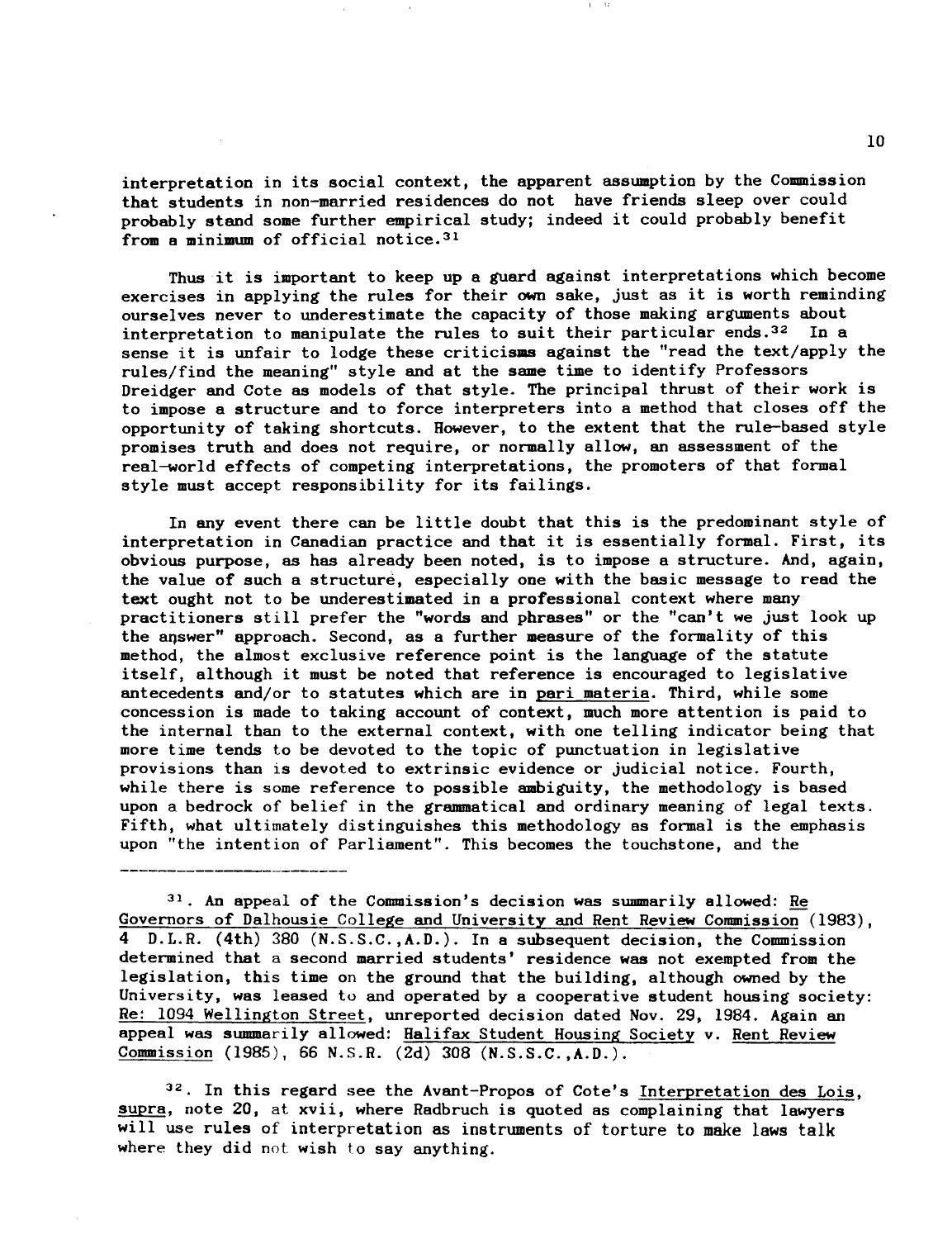interpretation in its social context, the apparent assumption by the Commission that students in non-married residences do not have friends sleep over could probably stand some further empirical study; indeed it could probably benefit from a minimum of official notice.[31]

Thus it is important to keep up a guard against interpretations which become exercises in applying the rules for their own sake, just as it is worth reminding ourselves never to underestimate the capacity of those making arguments about interpretation to manipulate the rules to suit their particular ends.[32] In a sense it is unfair to lodge these criticisms against the "read the text/apply the rules/find the meaning" style and at the same time to identify Professors Dreidger and Cote as models of that style. The principal thrust of their work is to impose a structure and to force interpreters into a method that closes off the opportunity of taking shortcuts. However, to the extent that the rule-based style promises truth and does not require, or normally allow, an assessment of the real-world effects of competing interpretations, the promoters of that formal style must accept responsibility for its failings.

In any event there can be little doubt that this is the predominant style of interpretation in Canadian practice and that it is essentially formal. First, its obvious purpose, as has already been noted, is to impose a structure. And, again, the value of such a structure, especially one with the basic message to read the text ought not to be underestimated in a professional context where many practitioners still prefer the "words and phrases" or the "can't we just look up the answer" approach. Second, as a further measure of the formality of this method, the almost exclusive reference point is the language of the statute itself, although it must be noted that reference is encouraged to legislative antecedents and/or to statutes which are in pari materia. Third, while some concession is made to taking account of context, much more attention is paid to the internal than to the external context, with one telling indicator being that more time tends to be devoted to the topic of punctuation in legislative provisions than is devoted to extrinsic evidence or judicial notice. Fourth, while there is some reference to possible ambiguity, the methodology is based upon a bedrock of belief in the grammatical and ordinary meaning of legal texts. Fifth, what ultimately distinguishes this methodology as formal is the emphasis upon "the intention of Parliament". This becomes the touchstone, and the

---

[31]. An appeal of the Commission's decision was summarily allowed: Re Governors of Dalhousie College and University and Rent Review Commission (1983), 4 D.L.R. (4th) 380 (N.S.S.C.,A.D.). In a subsequent decision, the Commission determined that a second married students' residence was not exempted from the legislation, this time on the ground that the building, although owned by the University, was leased to and operated by a cooperative student housing society: Re: 1094 Wellington Street, unreported decision dated Nov. 29, 1984. Again an appeal was summarily allowed: Halifax Student Housing Society v. Rent Review Commission (1985), 66 N.S.R. (2d) 308 (N.S.S.C.,A.D.).

[32]. In this regard see the Avant-Propos of Cote's Interpretation des Lois, supra, note 20, at xvii, where Radbruch is quoted as complaining that lawyers will use rules of interpretation as instruments of torture to make laws talk where they did not wish to say anything.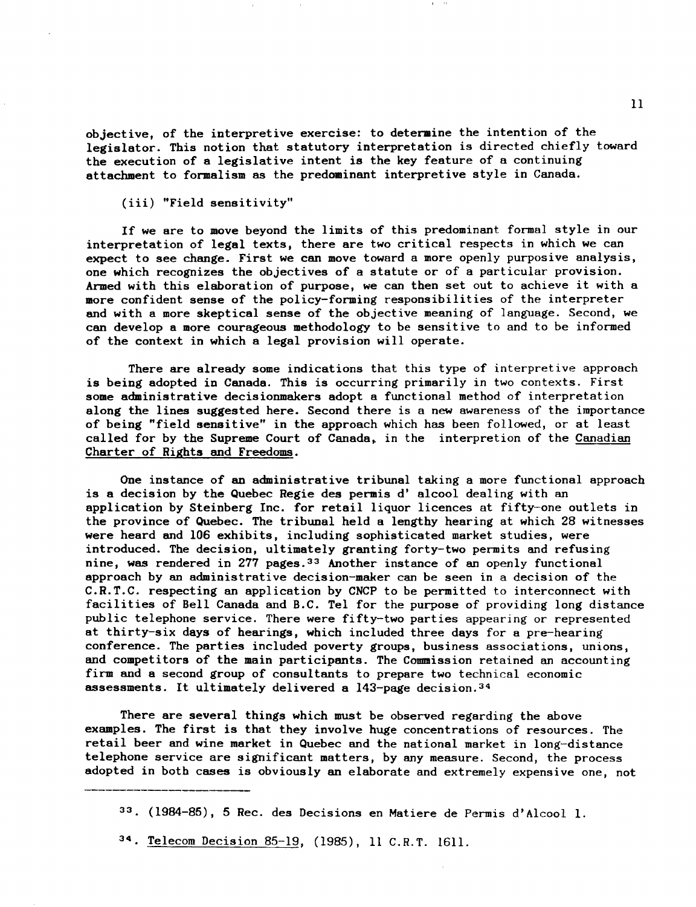objective, of the interpretive exercise: to determine the intention of the legislator. This notion that statutory interpretation is directed chiefly toward the execution of a legislative intent is the key feature of a continuing attachment to formalism as the predominant interpretive style in Canada.

### (iii) "Field sensitivity"

If we are to move beyond the limits of this predominant formal style in our interpretation of legal texts, there are two critical respects in which we can expect to see change. First we can move toward a more openly purposive analysis, one which recognizes the objectives of a statute or of a particular provision. Armed with this elaboration of purpose, we can then set out to achieve it with a more confident sense of the policy-forming responsibilities of the interpreter and with a more skeptical sense of the objective meaning of language. Second, we can develop a more courageous methodology to be sensitive to and to be informed of the context in which a legal provision will operate.

There are already some indications that this type of interpretive approach is being adopted in Canada. This is occurring primarily in two contexts. First some administrative decisionmakers adopt a functional method of interpretation along the lines suggested here. Second there is a new awareness of the importance of being "field sensitive" in the approach which has been followed, or at least called for by the Supreme Court of Canada, in the interpretion of the Canadian Charter of Rights and Freedoms.

One instance of an administrative tribunal taking a more functional approach is a decision by the Quebec Regie des permis d' alcool dealing with an application by Steinberg Inc. for retail liquor licences at fifty-one outlets in the province of Quebec. The tribunal held a lengthy hearing at which 28 witnesses were heard and 106 exhibits, including sophisticated market studies, were introduced. The decision, ultimately granting forty-two permits and refusing nine, was rendered in 277 pages.[33] Another instance of an openly functional approach by an administrative decision-maker can be seen in a decision of the C.R.T.C. respecting an application by CNCP to be permitted to interconnect with facilities of Bell Canada and B.C. Tel for the purpose of providing long distance public telephone service. There were fifty-two parties appearing or represented at thirty-six days of hearings, which included three days for a pre-hearing conference. The parties included poverty groups, business associations, unions, and competitors of the main participants. The Commission retained an accounting firm and a second group of consultants to prepare two technical economic assessments. It ultimately delivered a 143-page decision.[34]

There are several things which must be observed regarding the above examples. The first is that they involve huge concentrations of resources. The retail beer and wine market in Quebec and the national market in long-distance telephone service are significant matters, by any measure. Second, the process adopted in both cases is obviously an elaborate and extremely expensive one, not

---

[33]. (1984-85), 5 Rec. des Decisions en Matiere de Permis d'Alcool 1.

[34]. Telecom Decision 85-19, (1985), 11 C.R.T. 1611.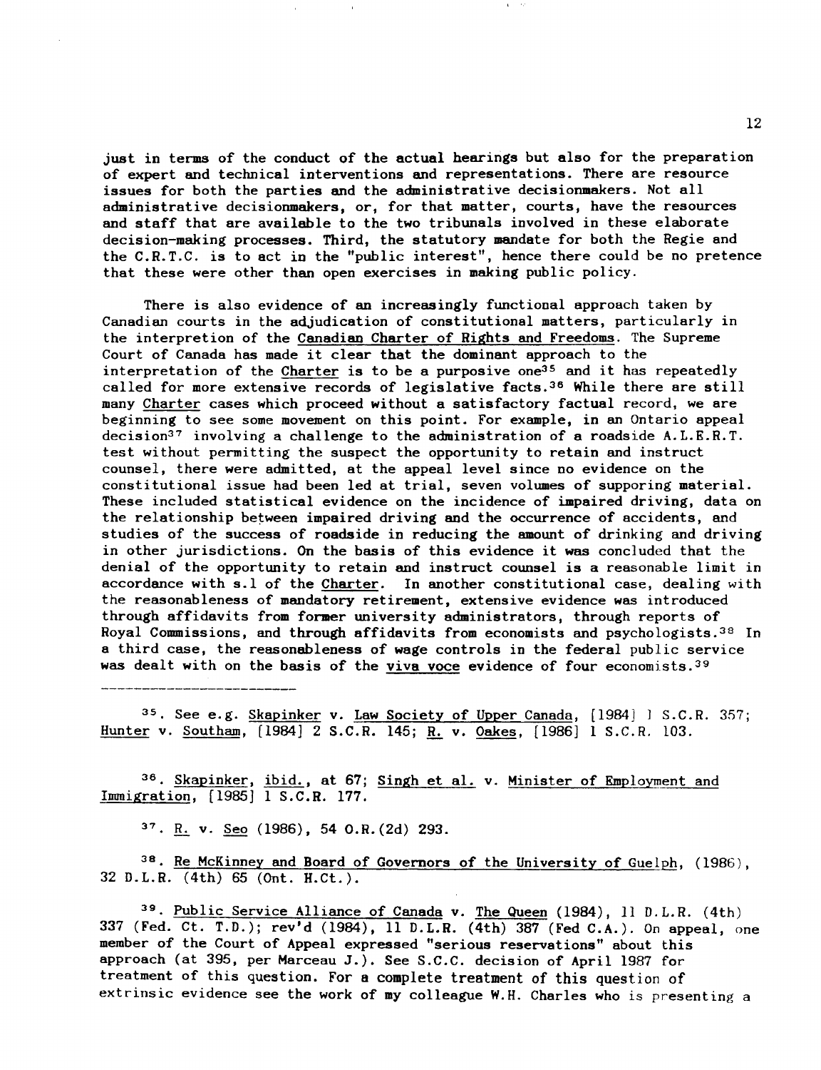just in terms of the conduct of the actual hearings but also for the preparation of expert and technical interventions and representations. There are resource issues for both the parties and the administrative decisionmakers. Not all administrative decisionmakers, or, for that matter, courts, have the resources and staff that are available to the two tribunals involved in these elaborate decision-making processes. Third, the statutory mandate for both the Regie and the C.R.T.C. is to act in the "public interest", hence there could be no pretence that these were other than open exercises in making public policy.

There is also evidence of an increasingly functional approach taken by Canadian courts in the adjudication of constitutional matters, particularly in the interpretion of the Canadian Charter of Rights and Freedoms. The Supreme Court of Canada has made it clear that the dominant approach to the interpretation of the Charter is to be a purposive one[35] and it has repeatedly called for more extensive records of legislative facts.[36] While there are still many Charter cases which proceed without a satisfactory factual record, we are beginning to see some movement on this point. For example, in an Ontario appeal decision[37] involving a challenge to the administration of a roadside A.L.E.R.T. test without permitting the suspect the opportunity to retain and instruct counsel, there were admitted, at the appeal level since no evidence on the constitutional issue had been led at trial, seven volumes of supporing material. These included statistical evidence on the incidence of impaired driving, data on the relationship between impaired driving and the occurrence of accidents, and studies of the success of roadside in reducing the amount of drinking and driving in other jurisdictions. On the basis of this evidence it was concluded that the denial of the opportunity to retain and instruct counsel is a reasonable limit in accordance with s.1 of the Charter. In another constitutional case, dealing with the reasonableness of mandatory retirement, extensive evidence was introduced through affidavits from former university administrators, through reports of Royal Commissions, and through affidavits from economists and psychologists.[38] In a third case, the reasonableness of wage controls in the federal public service was dealt with on the basis of the viva voce evidence of four economists.[39]

---

[35]. See e.g. Skapinker v. Law Society of Upper Canada, [1984] 1 S.C.R. 357; Hunter v. Southam, [1984] 2 S.C.R. 145; R. v. Oakes, [1986] 1 S.C.R. 103.

[36]. Skapinker, ibid., at 67; Singh et al. v. Minister of Employment and Immigration, [1985] 1 S.C.R. 177.

[37]. R. v. Seo (1986), 54 O.R.(2d) 293.

[38]. Re McKinney and Board of Governors of the University of Guelph, (1986), 32 D.L.R. (4th) 65 (Ont. H.Ct.).

[39]. Public Service Alliance of Canada v. The Queen (1984), 11 D.L.R. (4th) 337 (Fed. Ct. T.D.); rev'd (1984), 11 D.L.R. (4th) 387 (Fed C.A.). On appeal, one member of the Court of Appeal expressed "serious reservations" about this approach (at 395, per Marceau J.). See S.C.C. decision of April 1987 for treatment of this question. For a complete treatment of this question of extrinsic evidence see the work of my colleague W.H. Charles who is presenting a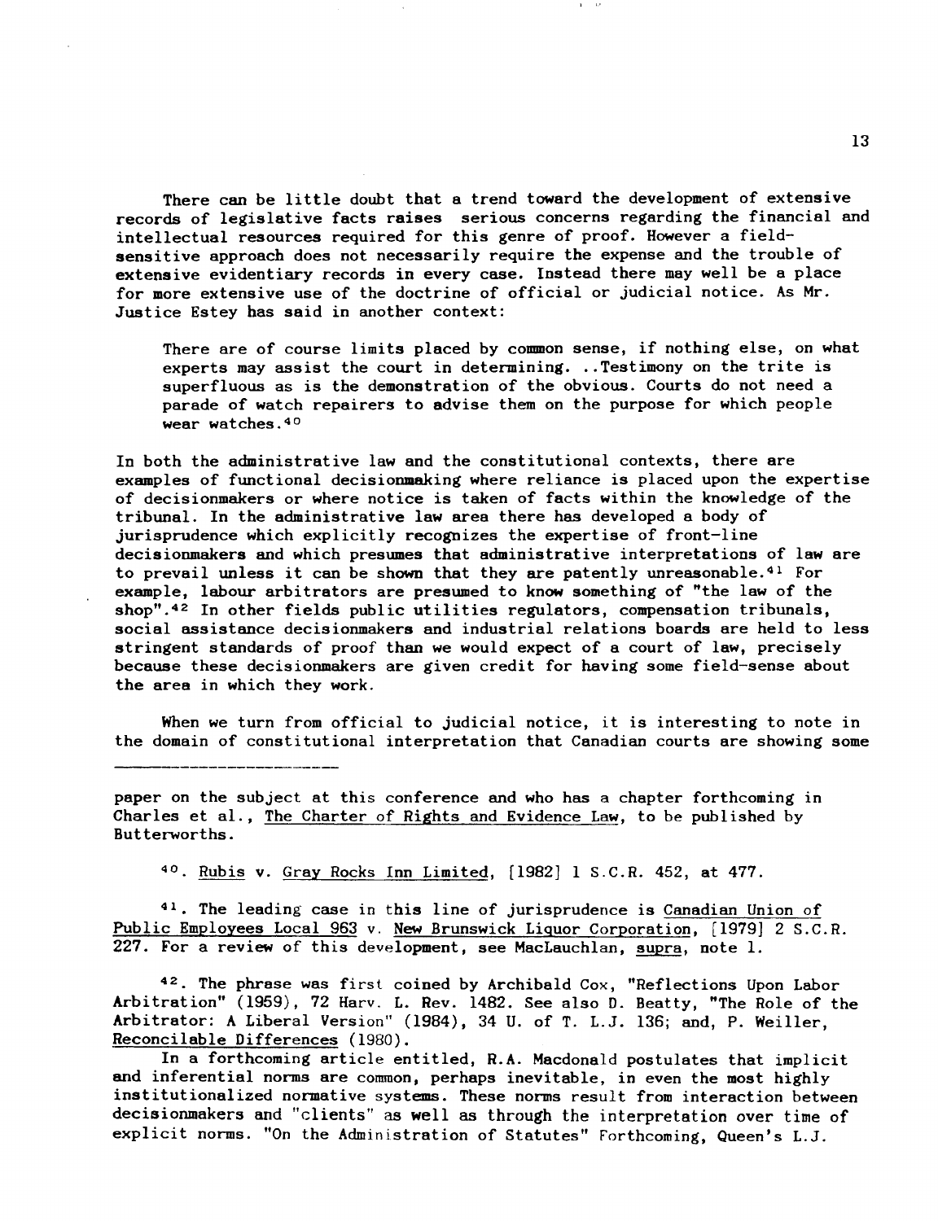There can be little doubt that a trend toward the development of extensive records of legislative facts raises serious concerns regarding the financial and intellectual resources required for this genre of proof. However a field-sensitive approach does not necessarily require the expense and the trouble of extensive evidentiary records in every case. Instead there may well be a place for more extensive use of the doctrine of official or judicial notice. As Mr. Justice Estey has said in another context:

> There are of course limits placed by common sense, if nothing else, on what experts may assist the court in determining. ..Testimony on the trite is superfluous as is the demonstration of the obvious. Courts do not need a parade of watch repairers to advise them on the purpose for which people wear watches.[40]

In both the administrative law and the constitutional contexts, there are examples of functional decisionmaking where reliance is placed upon the expertise of decisionmakers or where notice is taken of facts within the knowledge of the tribunal. In the administrative law area there has developed a body of jurisprudence which explicitly recognizes the expertise of front-line decisionmakers and which presumes that administrative interpretations of law are to prevail unless it can be shown that they are patently unreasonable.[41] For example, labour arbitrators are presumed to know something of "the law of the shop".[42] In other fields public utilities regulators, compensation tribunals, social assistance decisionmakers and industrial relations boards are held to less stringent standards of proof than we would expect of a court of law, precisely because these decisionmakers are given credit for having some field-sense about the area in which they work.

When we turn from official to judicial notice, it is interesting to note in the domain of constitutional interpretation that Canadian courts are showing some

---

paper on the subject at this conference and who has a chapter forthcoming in Charles et al., The Charter of Rights and Evidence Law, to be published by Butterworths.

[40]. Rubis v. Gray Rocks Inn Limited, [1982] 1 S.C.R. 452, at 477.

[41]. The leading case in this line of jurisprudence is Canadian Union of Public Employees Local 963 v. New Brunswick Liquor Corporation, [1979] 2 S.C.R. 227. For a review of this development, see MacLauchlan, supra, note 1.

[42]. The phrase was first coined by Archibald Cox, "Reflections Upon Labor Arbitration" (1959), 72 Harv. L. Rev. 1482. See also D. Beatty, "The Role of the Arbitrator: A Liberal Version" (1984), 34 U. of T. L.J. 136; and, P. Weiller, Reconcilable Differences (1980).

In a forthcoming article entitled, R.A. Macdonald postulates that implicit and inferential norms are common, perhaps inevitable, in even the most highly institutionalized normative systems. These norms result from interaction between decisionmakers and "clients" as well as through the interpretation over time of explicit norms. "On the Administration of Statutes" Forthcoming, Queen's L.J.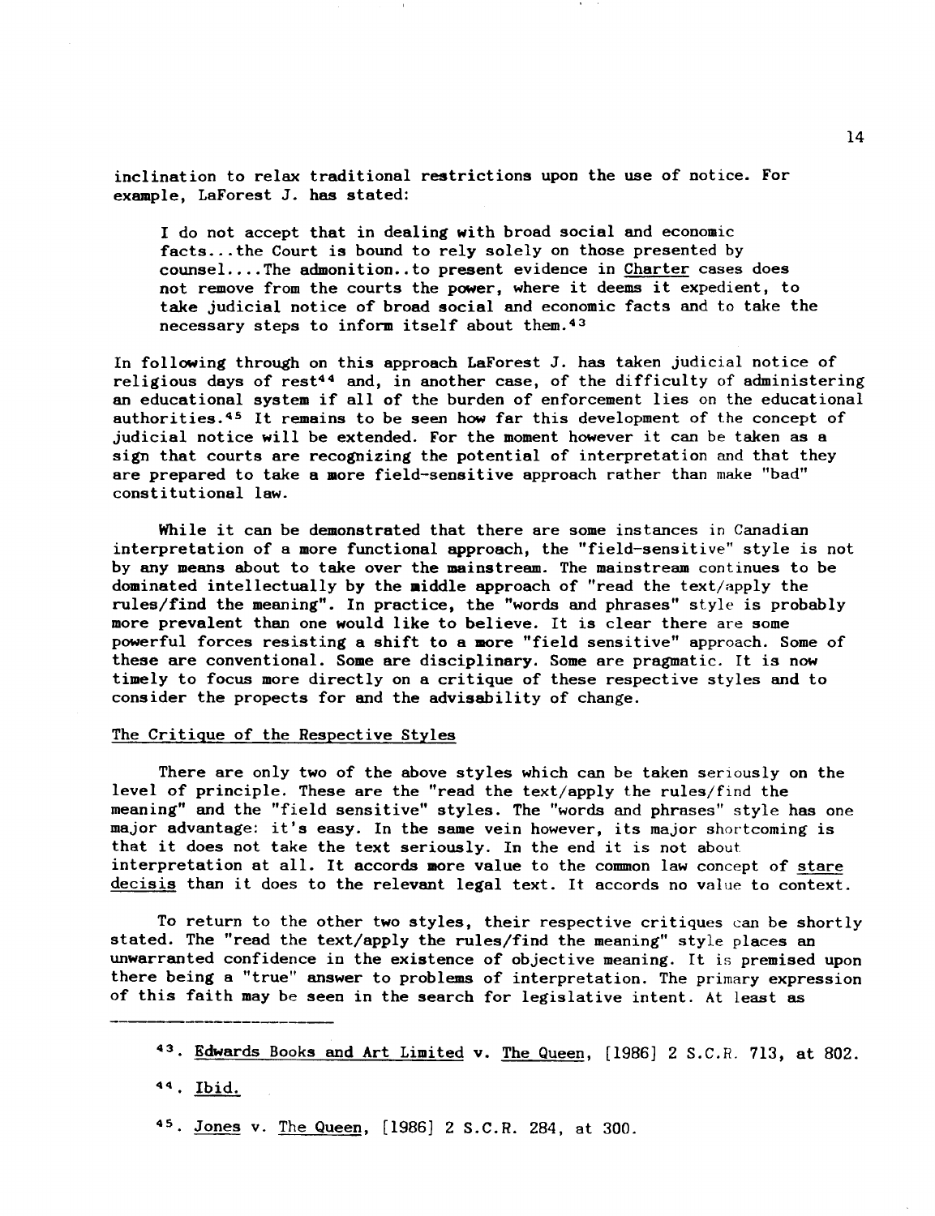inclination to relax traditional restrictions upon the use of notice. For example, LaForest J. has stated:

> I do not accept that in dealing with broad social and economic facts...the Court is bound to rely solely on those presented by counsel....The admonition..to present evidence in Charter cases does not remove from the courts the power, where it deems it expedient, to take judicial notice of broad social and economic facts and to take the necessary steps to inform itself about them.[43]

In following through on this approach LaForest J. has taken judicial notice of religious days of rest[44] and, in another case, of the difficulty of administering an educational system if all of the burden of enforcement lies on the educational authorities.[45] It remains to be seen how far this development of the concept of judicial notice will be extended. For the moment however it can be taken as a sign that courts are recognizing the potential of interpretation and that they are prepared to take a more field-sensitive approach rather than make "bad" constitutional law.

While it can be demonstrated that there are some instances in Canadian interpretation of a more functional approach, the "field-sensitive" style is not by any means about to take over the mainstream. The mainstream continues to be dominated intellectually by the middle approach of "read the text/apply the rules/find the meaning". In practice, the "words and phrases" style is probably more prevalent than one would like to believe. It is clear there are some powerful forces resisting a shift to a more "field sensitive" approach. Some of these are conventional. Some are disciplinary. Some are pragmatic. It is now timely to focus more directly on a critique of these respective styles and to consider the propects for and the advisability of change.

## The Critique of the Respective Styles

There are only two of the above styles which can be taken seriously on the level of principle. These are the "read the text/apply the rules/find the meaning" and the "field sensitive" styles. The "words and phrases" style has one major advantage: it's easy. In the same vein however, its major shortcoming is that it does not take the text seriously. In the end it is not about interpretation at all. It accords more value to the common law concept of *stare decisis* than it does to the relevant legal text. It accords no value to context.

To return to the other two styles, their respective critiques can be shortly stated. The "read the text/apply the rules/find the meaning" style places an unwarranted confidence in the existence of objective meaning. It is premised upon there being a "true" answer to problems of interpretation. The primary expression of this faith may be seen in the search for legislative intent. At least as

---

43. Edwards Books and Art Limited v. The Queen, [1986] 2 S.C.R. 713, at 802.

44. Ibid.

45. Jones v. The Queen, [1986] 2 S.C.R. 284, at 300.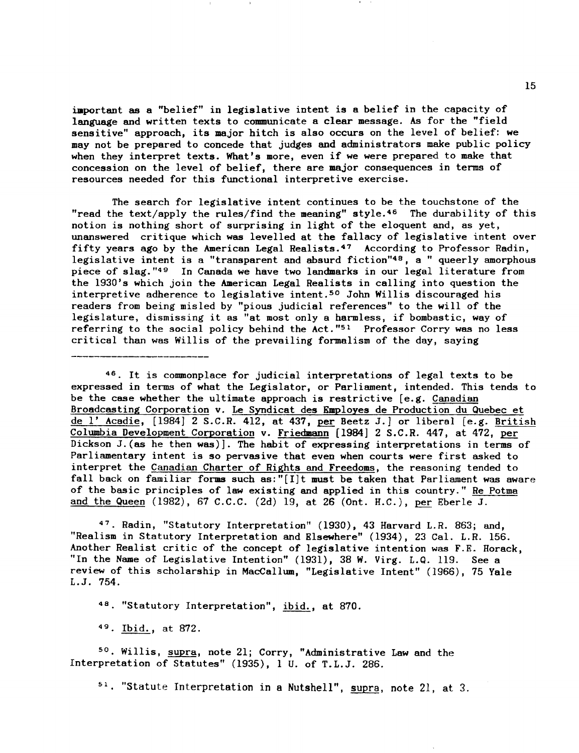important as a "belief" in legislative intent is a belief in the capacity of language and written texts to communicate a clear message. As for the "field sensitive" approach, its major hitch is also occurs on the level of belief: we may not be prepared to concede that judges and administrators make public policy when they interpret texts. What's more, even if we were prepared to make that concession on the level of belief, there are major consequences in terms of resources needed for this functional interpretive exercise.

The search for legislative intent continues to be the touchstone of the "read the text/apply the rules/find the meaning" style.[46] The durability of this notion is nothing short of surprising in light of the eloquent and, as yet, unanswered critique which was levelled at the fallacy of legislative intent over fifty years ago by the American Legal Realists.[47] According to Professor Radin, legislative intent is a "transparent and absurd fiction"[48], a " queerly amorphous piece of slag."[49] In Canada we have two landmarks in our legal literature from the 1930's which join the American Legal Realists in calling into question the interpretive adherence to legislative intent.[50] John Willis discouraged his readers from being misled by "pious judicial references" to the will of the legislature, dismissing it as "at most only a harmless, if bombastic, way of referring to the social policy behind the Act."[51] Professor Corry was no less critical than was Willis of the prevailing formalism of the day, saying

---

[46]. It is commonplace for judicial interpretations of legal texts to be expressed in terms of what the Legislator, or Parliament, intended. This tends to be the case whether the ultimate approach is restrictive [e.g. Canadian Broadcasting Corporation v. Le Syndicat des Employes de Production du Quebec et de l' Acadie, [1984] 2 S.C.R. 412, at 437, per Beetz J.] or liberal [e.g. British Columbia Development Corporation v. Friedmann [1984] 2 S.C.R. 447, at 472, per Dickson J. (as he then was)]. The habit of expressing interpretations in terms of Parliamentary intent is so pervasive that even when courts were first asked to interpret the Canadian Charter of Rights and Freedoms, the reasoning tended to fall back on familiar forms such as: "[I]t must be taken that Parliament was aware of the basic principles of law existing and applied in this country." Re Potma and the Queen (1982), 67 C.C.C. (2d) 19, at 26 (Ont. H.C.), per Eberle J.

[47]. Radin, "Statutory Interpretation" (1930), 43 Harvard L.R. 863; and, "Realism in Statutory Interpretation and Elsewhere" (1934), 23 Cal. L.R. 156. Another Realist critic of the concept of legislative intention was F.E. Horack, "In the Name of Legislative Intention" (1931), 38 W. Virg. L.Q. 119. See a review of this scholarship in MacCallum, "Legislative Intent" (1966), 75 Yale L.J. 754.

[48]. "Statutory Interpretation", ibid., at 870.

[49]. Ibid., at 872.

[50]. Willis, supra, note 21; Corry, "Administrative Law and the Interpretation of Statutes" (1935), 1 U. of T.L.J. 286.

[51]. "Statute Interpretation in a Nutshell", supra, note 21, at 3.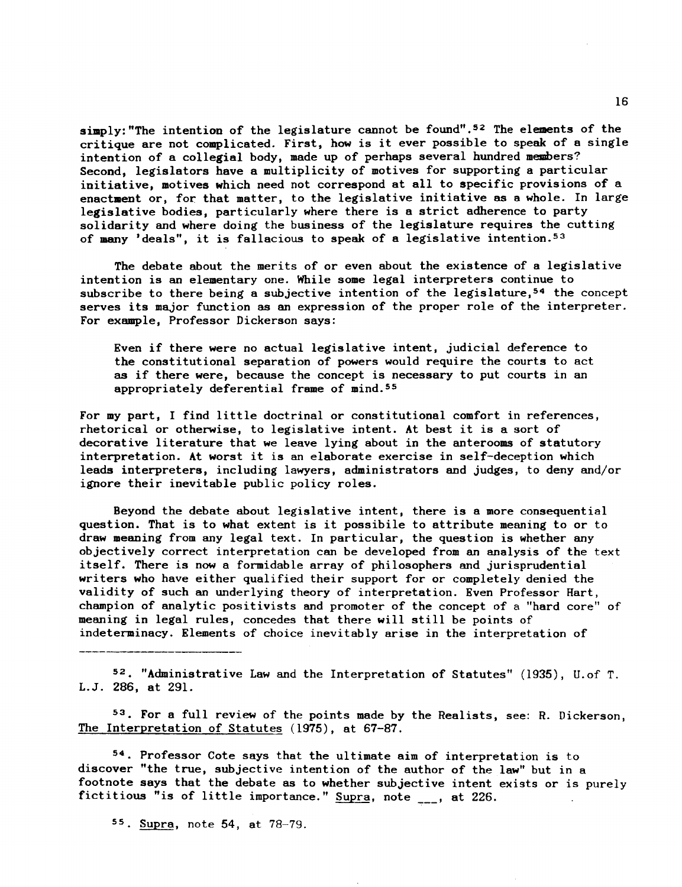simply:"The intention of the legislature cannot be found".[52] The elements of the critique are not complicated. First, how is it ever possible to speak of a single intention of a collegial body, made up of perhaps several hundred members? Second, legislators have a multiplicity of motives for supporting a particular initiative, motives which need not correspond at all to specific provisions of a enactment or, for that matter, to the legislative initiative as a whole. In large legislative bodies, particularly where there is a strict adherence to party solidarity and where doing the business of the legislature requires the cutting of many 'deals", it is fallacious to speak of a legislative intention.[53]

The debate about the merits of or even about the existence of a legislative intention is an elementary one. While some legal interpreters continue to subscribe to there being a subjective intention of the legislature,[54] the concept serves its major function as an expression of the proper role of the interpreter. For example, Professor Dickerson says:

> Even if there were no actual legislative intent, judicial deference to the constitutional separation of powers would require the courts to act as if there were, because the concept is necessary to put courts in an appropriately deferential frame of mind.[55]

For my part, I find little doctrinal or constitutional comfort in references, rhetorical or otherwise, to legislative intent. At best it is a sort of decorative literature that we leave lying about in the anterooms of statutory interpretation. At worst it is an elaborate exercise in self-deception which leads interpreters, including lawyers, administrators and judges, to deny and/or ignore their inevitable public policy roles.

Beyond the debate about legislative intent, there is a more consequential question. That is to what extent is it possibile to attribute meaning to or to draw meaning from any legal text. In particular, the question is whether any objectively correct interpretation can be developed from an analysis of the text itself. There is now a formidable array of philosophers and jurisprudential writers who have either qualified their support for or completely denied the validity of such an underlying theory of interpretation. Even Professor Hart, champion of analytic positivists and promoter of the concept of a "hard core" of meaning in legal rules, concedes that there will still be points of indeterminacy. Elements of choice inevitably arise in the interpretation of

---

[52]. "Administrative Law and the Interpretation of Statutes" (1935), U.of T. L.J. 286, at 291.

[53]. For a full review of the points made by the Realists, see: R. Dickerson, The Interpretation of Statutes (1975), at 67-87.

[54]. Professor Cote says that the ultimate aim of interpretation is to discover "the true, subjective intention of the author of the law" but in a footnote says that the debate as to whether subjective intent exists or is purely fictitious "is of little importance." Supra, note ___, at 226.

[55]. Supra, note 54, at 78-79.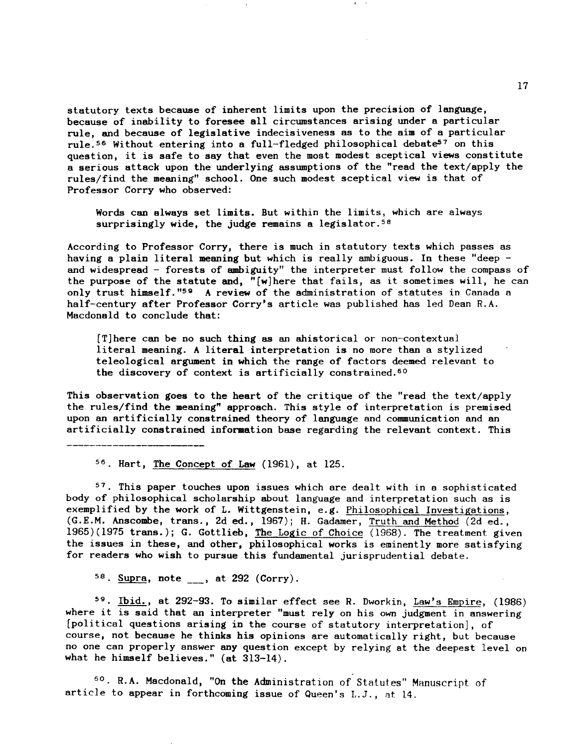statutory texts because of inherent limits upon the precision of language, because of inability to foresee all circumstances arising under a particular rule, and because of legislative indecisiveness as to the aim of a particular rule.[56] Without entering into a full-fledged philosophical debate[57] on this question, it is safe to say that even the most modest sceptical views constitute a serious attack upon the underlying assumptions of the "read the text/apply the rules/find the meaning" school. One such modest sceptical view is that of Professor Corry who observed:

> Words can always set limits. But within the limits, which are always surprisingly wide, the judge remains a legislator.[58]

According to Professor Corry, there is much in statutory texts which passes as having a plain literal meaning but which is really ambiguous. In these "deep - and widespread - forests of ambiguity" the interpreter must follow the compass of the purpose of the statute and, "[w]here that fails, as it sometimes will, he can only trust himself."[59] A review of the administration of statutes in Canada a half-century after Professor Corry's article was published has led Dean R.A. Macdonald to conclude that:

> [T]here can be no such thing as an ahistorical or non-contextual literal meaning. A literal interpretation is no more than a stylized teleological argument in which the range of factors deemed relevant to the discovery of context is artificially constrained.[60]

This observation goes to the heart of the critique of the "read the text/apply the rules/find the meaning" approach. This style of interpretation is premised upon an artificially constrained theory of language and communication and an artificially constrained information base regarding the relevant context. This

---

[56]. Hart, The Concept of Law (1961), at 125.

[57]. This paper touches upon issues which are dealt with in a sophisticated body of philosophical scholarship about language and interpretation such as is exemplified by the work of L. Wittgenstein, e.g. Philosophical Investigations, (G.E.M. Anscombe, trans., 2d ed., 1967); H. Gadamer, Truth and Method (2d ed., 1965)(1975 trans.); G. Gottlieb, The Logic of Choice (1968). The treatment given the issues in these, and other, philosophical works is eminently more satisfying for readers who wish to pursue this fundamental jurisprudential debate.

[58]. Supra, note ___, at 292 (Corry).

[59]. Ibid., at 292-93. To similar effect see R. Dworkin, Law's Empire, (1986) where it is said that an interpreter "must rely on his own judgment in answering [political questions arising in the course of statutory interpretation], of course, not because he thinks his opinions are automatically right, but because no one can properly answer any question except by relying at the deepest level on what he himself believes." (at 313-14).

[60]. R.A. Macdonald, "On the Administration of Statutes" Manuscript of article to appear in forthcoming issue of Queen's L.J., at 14.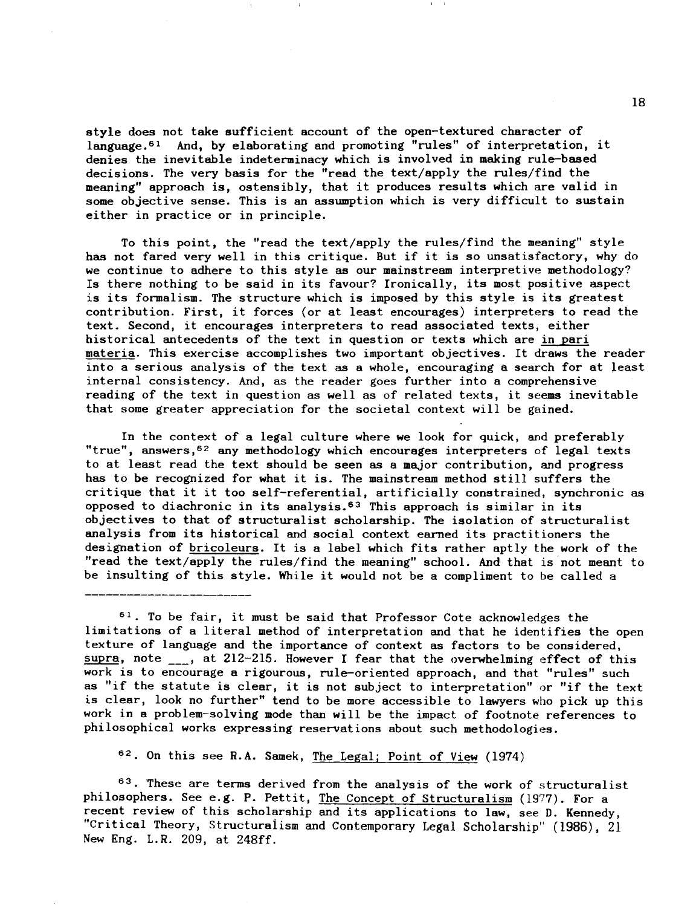style does not take sufficient account of the open-textured character of language.[61] And, by elaborating and promoting "rules" of interpretation, it denies the inevitable indeterminacy which is involved in making rule-based decisions. The very basis for the "read the text/apply the rules/find the meaning" approach is, ostensibly, that it produces results which are valid in some objective sense. This is an assumption which is very difficult to sustain either in practice or in principle.

To this point, the "read the text/apply the rules/find the meaning" style has not fared very well in this critique. But if it is so unsatisfactory, why do we continue to adhere to this style as our mainstream interpretive methodology? Is there nothing to be said in its favour? Ironically, its most positive aspect is its formalism. The structure which is imposed by this style is its greatest contribution. First, it forces (or at least encourages) interpreters to read the text. Second, it encourages interpreters to read associated texts, either historical antecedents of the text in question or texts which are _in pari materia_. This exercise accomplishes two important objectives. It draws the reader into a serious analysis of the text as a whole, encouraging a search for at least internal consistency. And, as the reader goes further into a comprehensive reading of the text in question as well as of related texts, it seems inevitable that some greater appreciation for the societal context will be gained.

In the context of a legal culture where we look for quick, and preferably "true", answers,[62] any methodology which encourages interpreters of legal texts to at least read the text should be seen as a major contribution, and progress has to be recognized for what it is. The mainstream method still suffers the critique that it it too self-referential, artificially constrained, synchronic as opposed to diachronic in its analysis.[63] This approach is similar in its objectives to that of structuralist scholarship. The isolation of structuralist analysis from its historical and social context earned its practitioners the designation of _bricoleurs_. It is a label which fits rather aptly the work of the "read the text/apply the rules/find the meaning" school. And that is not meant to be insulting of this style. While it would not be a compliment to be called a

---

[61]. To be fair, it must be said that Professor Cote acknowledges the limitations of a literal method of interpretation and that he identifies the open texture of language and the importance of context as factors to be considered, _supra_, note ___, at 212-215. However I fear that the overwhelming effect of this work is to encourage a rigourous, rule-oriented approach, and that "rules" such as "if the statute is clear, it is not subject to interpretation" or "if the text is clear, look no further" tend to be more accessible to lawyers who pick up this work in a problem-solving mode than will be the impact of footnote references to philosophical works expressing reservations about such methodologies.

[62]. On this see R.A. Samek, _The Legal; Point of View_ (1974)

[63]. These are terms derived from the analysis of the work of structuralist philosophers. See e.g. P. Pettit, _The Concept of Structuralism_ (1977). For a recent review of this scholarship and its applications to law, see D. Kennedy, "Critical Theory, Structuralism and Contemporary Legal Scholarship" (1986), 21 New Eng. L.R. 209, at 248ff.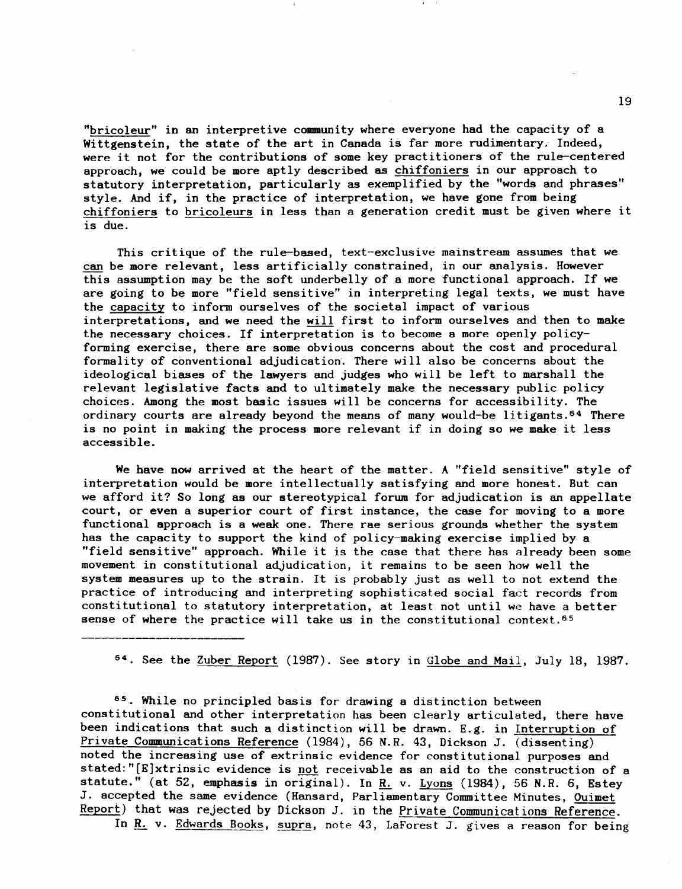"bricoleur" in an interpretive community where everyone had the capacity of a Wittgenstein, the state of the art in Canada is far more rudimentary. Indeed, were it not for the contributions of some key practitioners of the rule-centered approach, we could be more aptly described as chiffoniers in our approach to statutory interpretation, particularly as exemplified by the "words and phrases" style. And if, in the practice of interpretation, we have gone from being chiffoniers to bricoleurs in less than a generation credit must be given where it is due.

This critique of the rule-based, text-exclusive mainstream assumes that we can be more relevant, less artificially constrained, in our analysis. However this assumption may be the soft underbelly of a more functional approach. If we are going to be more "field sensitive" in interpreting legal texts, we must have the capacity to inform ourselves of the societal impact of various interpretations, and we need the will first to inform ourselves and then to make the necessary choices. If interpretation is to become a more openly policy-forming exercise, there are some obvious concerns about the cost and procedural formality of conventional adjudication. There will also be concerns about the ideological biases of the lawyers and judges who will be left to marshall the relevant legislative facts and to ultimately make the necessary public policy choices. Among the most basic issues will be concerns for accessibility. The ordinary courts are already beyond the means of many would-be litigants.[64] There is no point in making the process more relevant if in doing so we make it less accessible.

We have now arrived at the heart of the matter. A "field sensitive" style of interpretation would be more intellectually satisfying and more honest. But can we afford it? So long as our stereotypical forum for adjudication is an appellate court, or even a superior court of first instance, the case for moving to a more functional approach is a weak one. There rae serious grounds whether the system has the capacity to support the kind of policy-making exercise implied by a "field sensitive" approach. While it is the case that there has already been some movement in constitutional adjudication, it remains to be seen how well the system measures up to the strain. It is probably just as well to not extend the practice of introducing and interpreting sophisticated social fact records from constitutional to statutory interpretation, at least not until we have a better sense of where the practice will take us in the constitutional context.[65]

---

[64]. See the Zuber Report (1987). See story in Globe and Mail, July 18, 1987.

[65]. While no principled basis for drawing a distinction between constitutional and other interpretation has been clearly articulated, there have been indications that such a distinction will be drawn. E.g. in Interruption of Private Communications Reference (1984), 56 N.R. 43, Dickson J. (dissenting) noted the increasing use of extrinsic evidence for constitutional purposes and stated:"[E]xtrinsic evidence is not receivable as an aid to the construction of a statute." (at 52, emphasis in original). In R. v. Lyons (1984), 56 N.R. 6, Estey J. accepted the same evidence (Hansard, Parliamentary Committee Minutes, Ouimet Report) that was rejected by Dickson J. in the Private Communications Reference.

In R. v. Edwards Books, supra, note 43, LaForest J. gives a reason for being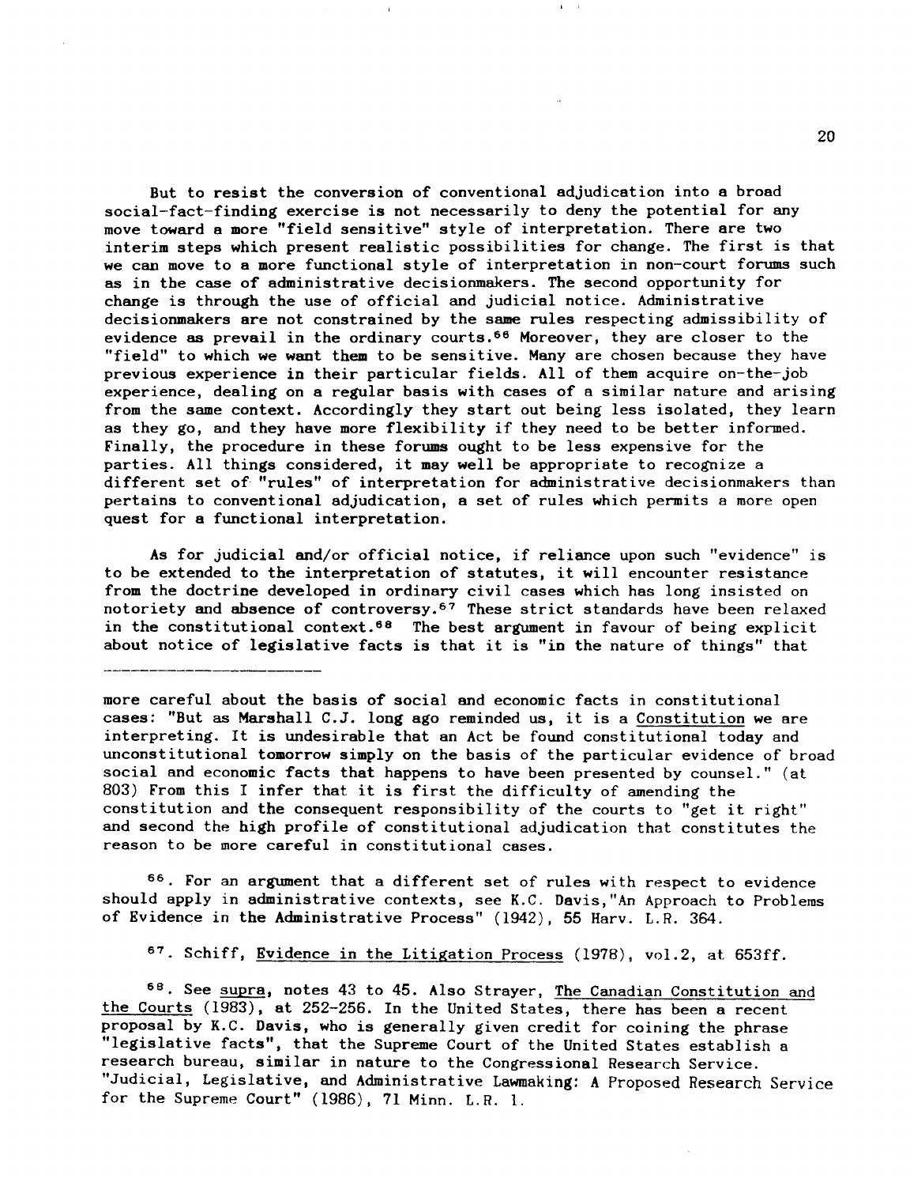But to resist the conversion of conventional adjudication into a broad social-fact-finding exercise is not necessarily to deny the potential for any move toward a more "field sensitive" style of interpretation. There are two interim steps which present realistic possibilities for change. The first is that we can move to a more functional style of interpretation in non-court forums such as in the case of administrative decisionmakers. The second opportunity for change is through the use of official and judicial notice. Administrative decisionmakers are not constrained by the same rules respecting admissibility of evidence as prevail in the ordinary courts.[66] Moreover, they are closer to the "field" to which we want them to be sensitive. Many are chosen because they have previous experience in their particular fields. All of them acquire on-the-job experience, dealing on a regular basis with cases of a similar nature and arising from the same context. Accordingly they start out being less isolated, they learn as they go, and they have more flexibility if they need to be better informed. Finally, the procedure in these forums ought to be less expensive for the parties. All things considered, it may well be appropriate to recognize a different set of "rules" of interpretation for administrative decisionmakers than pertains to conventional adjudication, a set of rules which permits a more open quest for a functional interpretation.

As for judicial and/or official notice, if reliance upon such "evidence" is to be extended to the interpretation of statutes, it will encounter resistance from the doctrine developed in ordinary civil cases which has long insisted on notoriety and absence of controversy.[67] These strict standards have been relaxed in the constitutional context.[68] The best argument in favour of being explicit about notice of legislative facts is that it is "in the nature of things" that

---

more careful about the basis of social and economic facts in constitutional cases: "But as Marshall C.J. long ago reminded us, it is a Constitution we are interpreting. It is undesirable that an Act be found constitutional today and unconstitutional tomorrow simply on the basis of the particular evidence of broad social and economic facts that happens to have been presented by counsel." (at 803) From this I infer that it is first the difficulty of amending the constitution and the consequent responsibility of the courts to "get it right" and second the high profile of constitutional adjudication that constitutes the reason to be more careful in constitutional cases.

[66]. For an argument that a different set of rules with respect to evidence should apply in administrative contexts, see K.C. Davis,"An Approach to Problems of Evidence in the Administrative Process" (1942), 55 Harv. L.R. 364.

[67]. Schiff, Evidence in the Litigation Process (1978), vol.2, at 653ff.

[68]. See supra, notes 43 to 45. Also Strayer, The Canadian Constitution and the Courts (1983), at 252-256. In the United States, there has been a recent proposal by K.C. Davis, who is generally given credit for coining the phrase "legislative facts", that the Supreme Court of the United States establish a research bureau, similar in nature to the Congressional Research Service. "Judicial, Legislative, and Administrative Lawmaking: A Proposed Research Service for the Supreme Court" (1986), 71 Minn. L.R. 1.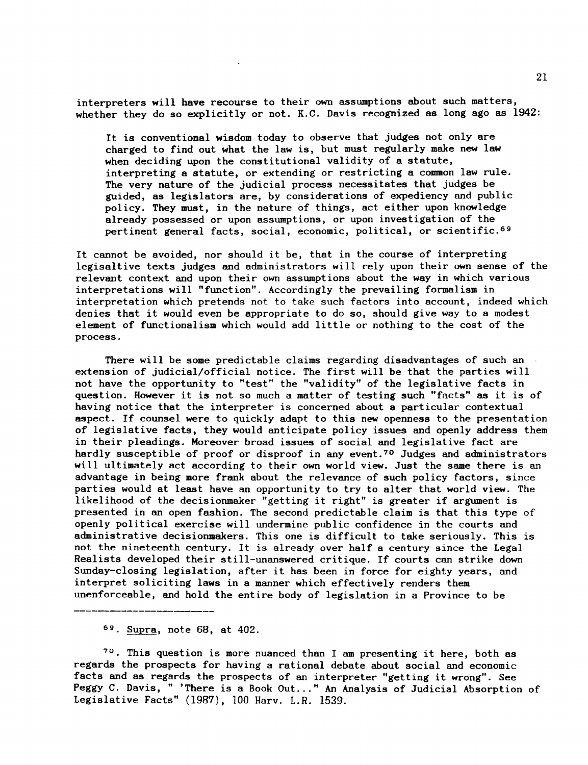interpreters will have recourse to their own assumptions about such matters, whether they do so explicitly or not. K.C. Davis recognized as long ago as 1942:

> It is conventional wisdom today to observe that judges not only are charged to find out what the law is, but must regularly make new law when deciding upon the constitutional validity of a statute, interpreting a statute, or extending or restricting a common law rule. The very nature of the judicial process necessitates that judges be guided, as legislators are, by considerations of expediency and public policy. They must, in the nature of things, act either upon knowledge already possessed or upon assumptions, or upon investigation of the pertinent general facts, social, economic, political, or scientific.[69]

It cannot be avoided, nor should it be, that in the course of interpreting legisaltive texts judges and administrators will rely upon their own sense of the relevant context and upon their own assumptions about the way in which various interpretations will "function". Accordingly the prevailing formalism in interpretation which pretends not to take such factors into account, indeed which denies that it would even be appropriate to do so, should give way to a modest element of functionalism which would add little or nothing to the cost of the process.

There will be some predictable claims regarding disadvantages of such an extension of judicial/official notice. The first will be that the parties will not have the opportunity to "test" the "validity" of the legislative facts in question. However it is not so much a matter of testing such "facts" as it is of having notice that the interpreter is concerned about a particular contextual aspect. If counsel were to quickly adapt to this new openness to the presentation of legislative facts, they would anticipate policy issues and openly address them in their pleadings. Moreover broad issues of social and legislative fact are hardly susceptible of proof or disproof in any event.[70] Judges and administrators will ultimately act according to their own world view. Just the same there is an advantage in being more frank about the relevance of such policy factors, since parties would at least have an opportunity to try to alter that world view. The likelihood of the decisionmaker "getting it right" is greater if argument is presented in an open fashion. The second predictable claim is that this type of openly political exercise will undermine public confidence in the courts and administrative decisionmakers. This one is difficult to take seriously. This is not the nineteenth century. It is already over half a century since the Legal Realists developed their still-unanswered critique. If courts can strike down Sunday-closing legislation, after it has been in force for eighty years, and interpret soliciting laws in a manner which effectively renders them unenforceable, and hold the entire body of legislation in a Province to be

---

[69]. Supra, note 68, at 402.

[70]. This question is more nuanced than I am presenting it here, both as regards the prospects for having a rational debate about social and economic facts and as regards the prospects of an interpreter "getting it wrong". See Peggy C. Davis, " 'There is a Book Out..." An Analysis of Judicial Absorption of Legislative Facts" (1987), 100 Harv. L.R. 1539.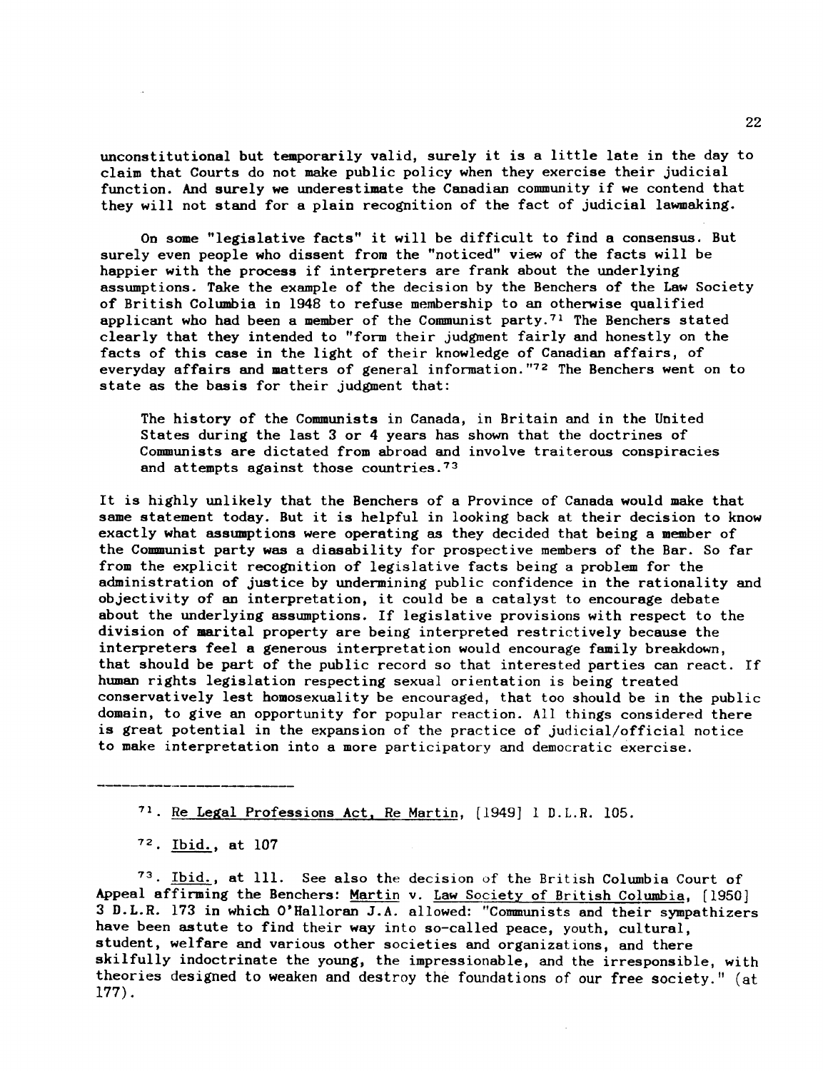unconstitutional but temporarily valid, surely it is a little late in the day to claim that Courts do not make public policy when they exercise their judicial function. And surely we underestimate the Canadian community if we contend that they will not stand for a plain recognition of the fact of judicial lawmaking.

On some "legislative facts" it will be difficult to find a consensus. But surely even people who dissent from the "noticed" view of the facts will be happier with the process if interpreters are frank about the underlying assumptions. Take the example of the decision by the Benchers of the Law Society of British Columbia in 1948 to refuse membership to an otherwise qualified applicant who had been a member of the Communist party.[71] The Benchers stated clearly that they intended to "form their judgment fairly and honestly on the facts of this case in the light of their knowledge of Canadian affairs, of everyday affairs and matters of general information."[72] The Benchers went on to state as the basis for their judgment that:

> The history of the Communists in Canada, in Britain and in the United States during the last 3 or 4 years has shown that the doctrines of Communists are dictated from abroad and involve traiterous conspiracies and attempts against those countries.[73]

It is highly unlikely that the Benchers of a Province of Canada would make that same statement today. But it is helpful in looking back at their decision to know exactly what assumptions were operating as they decided that being a member of the Communist party was a disability for prospective members of the Bar. So far from the explicit recognition of legislative facts being a problem for the administration of justice by undermining public confidence in the rationality and objectivity of an interpretation, it could be a catalyst to encourage debate about the underlying assumptions. If legislative provisions with respect to the division of marital property are being interpreted restrictively because the interpreters feel a generous interpretation would encourage family breakdown, that should be part of the public record so that interested parties can react. If human rights legislation respecting sexual orientation is being treated conservatively lest homosexuality be encouraged, that too should be in the public domain, to give an opportunity for popular reaction. All things considered there is great potential in the expansion of the practice of judicial/official notice to make interpretation into a more participatory and democratic exercise.

---

[71]. Re Legal Professions Act, Re Martin, [1949] 1 D.L.R. 105.

[72]. Ibid., at 107

[73]. Ibid., at 111. See also the decision of the British Columbia Court of Appeal affirming the Benchers: Martin v. Law Society of British Columbia, [1950] 3 D.L.R. 173 in which O'Halloran J.A. allowed: "Communists and their sympathizers have been astute to find their way into so-called peace, youth, cultural, student, welfare and various other societies and organizations, and there skilfully indoctrinate the young, the impressionable, and the irresponsible, with theories designed to weaken and destroy the foundations of our free society." (at 177).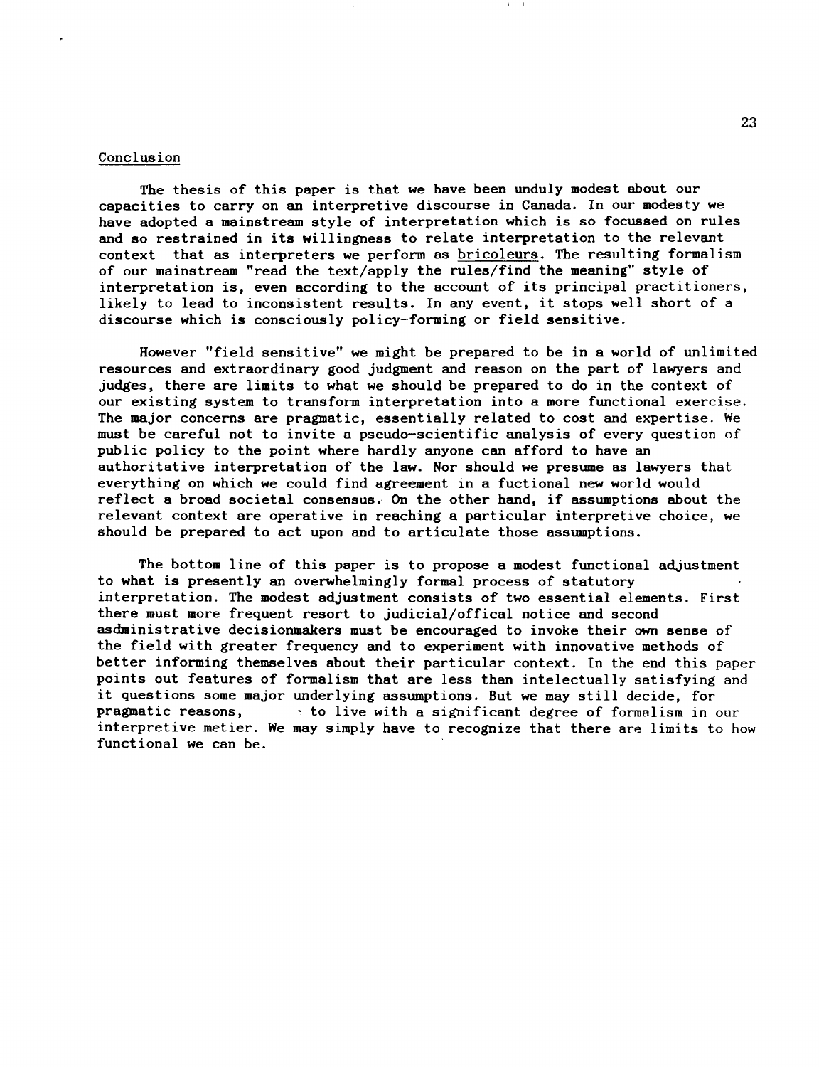## Conclusion

The thesis of this paper is that we have been unduly modest about our capacities to carry on an interpretive discourse in Canada. In our modesty we have adopted a mainstream style of interpretation which is so focussed on rules and so restrained in its willingness to relate interpretation to the relevant context that as interpreters we perform as bricoleurs. The resulting formalism of our mainstream "read the text/apply the rules/find the meaning" style of interpretation is, even according to the account of its principal practitioners, likely to lead to inconsistent results. In any event, it stops well short of a discourse which is consciously policy-forming or field sensitive.

However "field sensitive" we might be prepared to be in a world of unlimited resources and extraordinary good judgment and reason on the part of lawyers and judges, there are limits to what we should be prepared to do in the context of our existing system to transform interpretation into a more functional exercise. The major concerns are pragmatic, essentially related to cost and expertise. We must be careful not to invite a pseudo-scientific analysis of every question of public policy to the point where hardly anyone can afford to have an authoritative interpretation of the law. Nor should we presume as lawyers that everything on which we could find agreement in a fuctional new world would reflect a broad societal consensus. On the other hand, if assumptions about the relevant context are operative in reaching a particular interpretive choice, we should be prepared to act upon and to articulate those assumptions.

The bottom line of this paper is to propose a modest functional adjustment to what is presently an overwhelmingly formal process of statutory interpretation. The modest adjustment consists of two essential elements. First there must more frequent resort to judicial/offical notice and second asdministrative decisionmakers must be encouraged to invoke their own sense of the field with greater frequency and to experiment with innovative methods of better informing themselves about their particular context. In the end this paper points out features of formalism that are less than intelectually satisfying and it questions some major underlying assumptions. But we may still decide, for pragmatic reasons, to live with a significant degree of formalism in our interpretive metier. We may simply have to recognize that there are limits to how functional we can be.